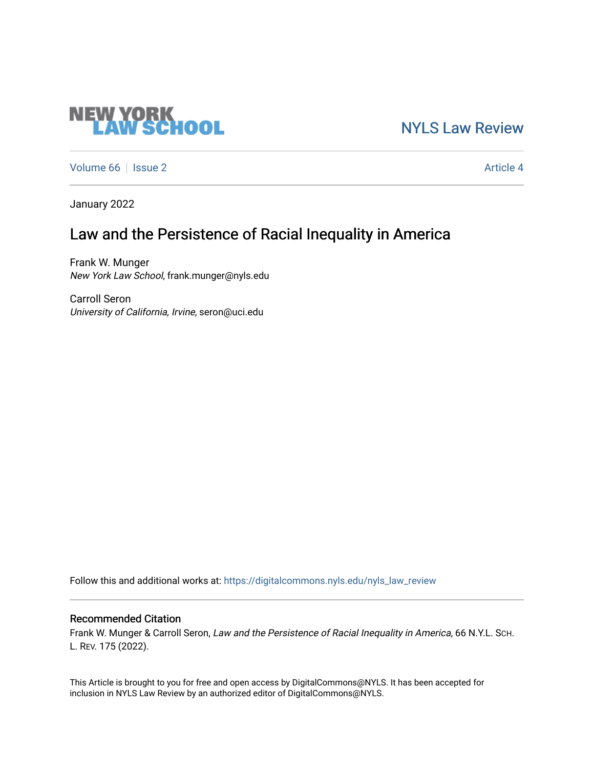NEW YORK LAW SCHOOL

NYLS Law Review

Volume 66 | Issue 2 — Article 4

January 2022

# Law and the Persistence of Racial Inequality in America

Frank W. Munger
*New York Law School*, frank.munger@nyls.edu

Carroll Seron
*University of California, Irvine*, seron@uci.edu

Follow this and additional works at: https://digitalcommons.nyls.edu/nyls_law_review

## Recommended Citation

Frank W. Munger & Carroll Seron, *Law and the Persistence of Racial Inequality in America*, 66 N.Y.L. Sch. L. Rev. 175 (2022).

This Article is brought to you for free and open access by DigitalCommons@NYLS. It has been accepted for inclusion in NYLS Law Review by an authorized editor of DigitalCommons@NYLS.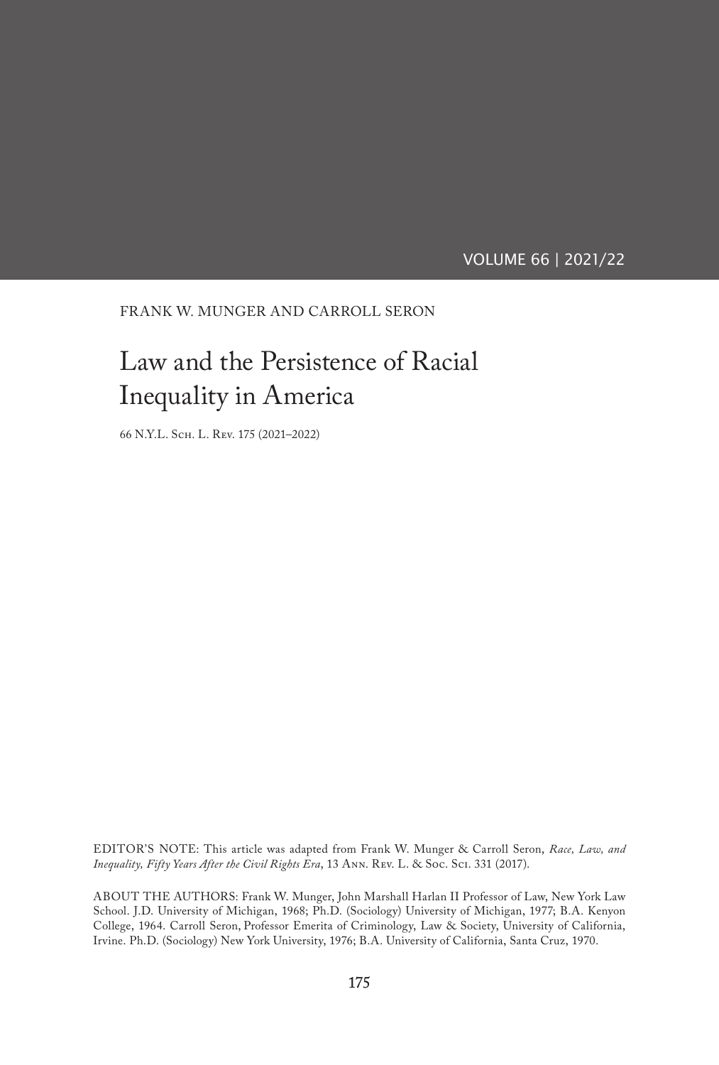VOLUME 66 | 2021/22

FRANK W. MUNGER AND CARROLL SERON

# Law and the Persistence of Racial Inequality in America

66 N.Y.L. Sch. L. Rev. 175 (2021–2022)

EDITOR'S NOTE: This article was adapted from Frank W. Munger & Carroll Seron, *Race, Law, and Inequality, Fifty Years After the Civil Rights Era*, 13 Ann. Rev. L. & Soc. Sci. 331 (2017).

ABOUT THE AUTHORS: Frank W. Munger, John Marshall Harlan II Professor of Law, New York Law School. J.D. University of Michigan, 1968; Ph.D. (Sociology) University of Michigan, 1977; B.A. Kenyon College, 1964. Carroll Seron, Professor Emerita of Criminology, Law & Society, University of California, Irvine. Ph.D. (Sociology) New York University, 1976; B.A. University of California, Santa Cruz, 1970.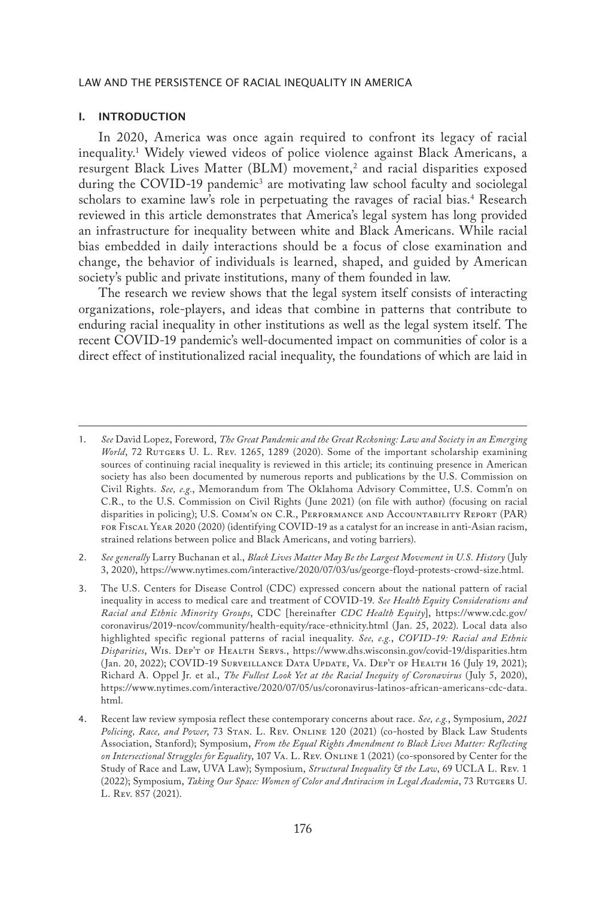## I. INTRODUCTION

In 2020, America was once again required to confront its legacy of racial inequality.[1] Widely viewed videos of police violence against Black Americans, a resurgent Black Lives Matter (BLM) movement,[2] and racial disparities exposed during the COVID-19 pandemic[3] are motivating law school faculty and sociolegal scholars to examine law's role in perpetuating the ravages of racial bias.[4] Research reviewed in this article demonstrates that America's legal system has long provided an infrastructure for inequality between white and Black Americans. While racial bias embedded in daily interactions should be a focus of close examination and change, the behavior of individuals is learned, shaped, and guided by American society's public and private institutions, many of them founded in law.

The research we review shows that the legal system itself consists of interacting organizations, role-players, and ideas that combine in patterns that contribute to enduring racial inequality in other institutions as well as the legal system itself. The recent COVID-19 pandemic's well-documented impact on communities of color is a direct effect of institutionalized racial inequality, the foundations of which are laid in

---

1. *See* David Lopez, Foreword, *The Great Pandemic and the Great Reckoning: Law and Society in an Emerging World*, 72 Rutgers U. L. Rev. 1265, 1289 (2020). Some of the important scholarship examining sources of continuing racial inequality is reviewed in this article; its continuing presence in American society has also been documented by numerous reports and publications by the U.S. Commission on Civil Rights. *See, e.g.*, Memorandum from The Oklahoma Advisory Committee, U.S. Comm'n on C.R., to the U.S. Commission on Civil Rights (June 2021) (on file with author) (focusing on racial disparities in policing); U.S. Comm'n on C.R., Performance and Accountability Report (PAR) for Fiscal Year 2020 (2020) (identifying COVID-19 as a catalyst for an increase in anti-Asian racism, strained relations between police and Black Americans, and voting barriers).

2. *See generally* Larry Buchanan et al., *Black Lives Matter May Be the Largest Movement in U.S. History* (July 3, 2020), https://www.nytimes.com/interactive/2020/07/03/us/george-floyd-protests-crowd-size.html.

3. The U.S. Centers for Disease Control (CDC) expressed concern about the national pattern of racial inequality in access to medical care and treatment of COVID-19. *See Health Equity Considerations and Racial and Ethnic Minority Groups*, CDC [hereinafter *CDC Health Equity*], https://www.cdc.gov/coronavirus/2019-ncov/community/health-equity/race-ethnicity.html (Jan. 25, 2022). Local data also highlighted specific regional patterns of racial inequality. *See, e.g.*, *COVID-19: Racial and Ethnic Disparities*, Wis. Dep't of Health Servs., https://www.dhs.wisconsin.gov/covid-19/disparities.htm (Jan. 20, 2022); COVID-19 Surveillance Data Update, Va. Dep't of Health 16 (July 19, 2021); Richard A. Oppel Jr. et al., *The Fullest Look Yet at the Racial Inequity of Coronavirus* (July 5, 2020), https://www.nytimes.com/interactive/2020/07/05/us/coronavirus-latinos-african-americans-cdc-data.html.

4. Recent law review symposia reflect these contemporary concerns about race. *See, e.g.*, Symposium, *2021 Policing, Race, and Power*, 73 Stan. L. Rev. Online 120 (2021) (co-hosted by Black Law Students Association, Stanford); Symposium, *From the Equal Rights Amendment to Black Lives Matter: Reflecting on Intersectional Struggles for Equality*, 107 Va. L. Rev. Online 1 (2021) (co-sponsored by Center for the Study of Race and Law, UVA Law); Symposium, *Structural Inequality & the Law*, 69 UCLA L. Rev. 1 (2022); Symposium, *Taking Our Space: Women of Color and Antiracism in Legal Academia*, 73 Rutgers U. L. Rev. 857 (2021).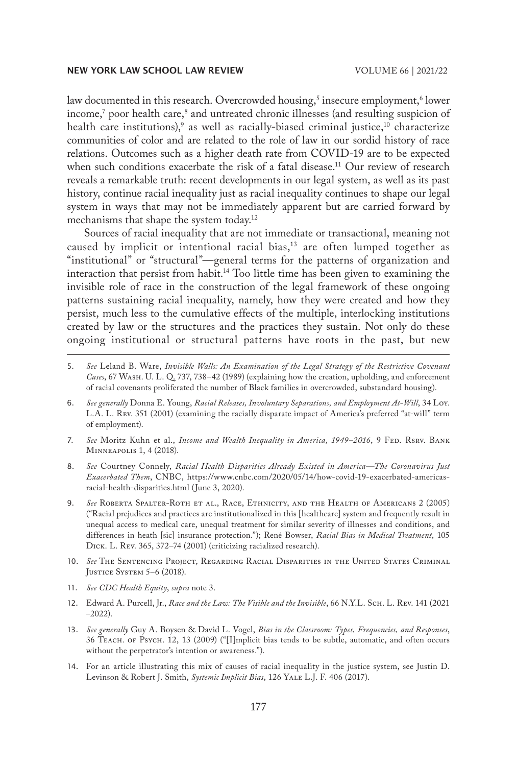law documented in this research. Overcrowded housing,[5] insecure employment,[6] lower income,[7] poor health care,[8] and untreated chronic illnesses (and resulting suspicion of health care institutions),[9] as well as racially-biased criminal justice,[10] characterize communities of color and are related to the role of law in our sordid history of race relations. Outcomes such as a higher death rate from COVID-19 are to be expected when such conditions exacerbate the risk of a fatal disease.[11] Our review of research reveals a remarkable truth: recent developments in our legal system, as well as its past history, continue racial inequality just as racial inequality continues to shape our legal system in ways that may not be immediately apparent but are carried forward by mechanisms that shape the system today.[12]

Sources of racial inequality that are not immediate or transactional, meaning not caused by implicit or intentional racial bias,[13] are often lumped together as "institutional" or "structural"—general terms for the patterns of organization and interaction that persist from habit.[14] Too little time has been given to examining the invisible role of race in the construction of the legal framework of these ongoing patterns sustaining racial inequality, namely, how they were created and how they persist, much less to the cumulative effects of the multiple, interlocking institutions created by law or the structures and the practices they sustain. Not only do these ongoing institutional or structural patterns have roots in the past, but new

---

5. *See* Leland B. Ware, *Invisible Walls: An Examination of the Legal Strategy of the Restrictive Covenant Cases*, 67 Wash. U. L. Q. 737, 738–42 (1989) (explaining how the creation, upholding, and enforcement of racial covenants proliferated the number of Black families in overcrowded, substandard housing).

6. *See generally* Donna E. Young, *Racial Releases, Involuntary Separations, and Employment At-Will*, 34 Loy. L.A. L. Rev. 351 (2001) (examining the racially disparate impact of America's preferred "at-will" term of employment).

7. *See* Moritz Kuhn et al., *Income and Wealth Inequality in America, 1949–2016*, 9 Fed. Rsrv. Bank Minneapolis 1, 4 (2018).

8. *See* Courtney Connely, *Racial Health Disparities Already Existed in America—The Coronavirus Just Exacerbated Them*, CNBC, https://www.cnbc.com/2020/05/14/how-covid-19-exacerbated-americas-racial-health-disparities.html (June 3, 2020).

9. *See* Roberta Spalter-Roth et al., Race, Ethnicity, and the Health of Americans 2 (2005) ("Racial prejudices and practices are institutionalized in this [healthcare] system and frequently result in unequal access to medical care, unequal treatment for similar severity of illnesses and conditions, and differences in heath [sic] insurance protection."); René Bowser, *Racial Bias in Medical Treatment*, 105 Dick. L. Rev. 365, 372–74 (2001) (criticizing racialized research).

10. *See* The Sentencing Project, Regarding Racial Disparities in the United States Criminal Justice System 5–6 (2018).

11. *See CDC Health Equity*, *supra* note 3.

12. Edward A. Purcell, Jr., *Race and the Law: The Visible and the Invisible*, 66 N.Y.L. Sch. L. Rev. 141 (2021–2022).

13. *See generally* Guy A. Boysen & David L. Vogel, *Bias in the Classroom: Types, Frequencies, and Responses*, 36 Teach. of Psych. 12, 13 (2009) ("[I]mplicit bias tends to be subtle, automatic, and often occurs without the perpetrator's intention or awareness.").

14. For an article illustrating this mix of causes of racial inequality in the justice system, see Justin D. Levinson & Robert J. Smith, *Systemic Implicit Bias*, 126 Yale L.J. F. 406 (2017).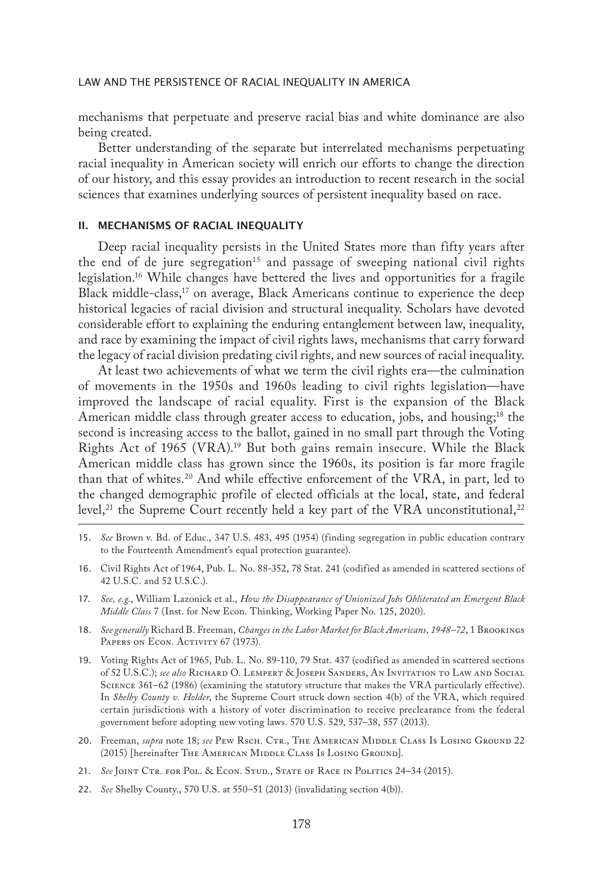mechanisms that perpetuate and preserve racial bias and white dominance are also being created.

Better understanding of the separate but interrelated mechanisms perpetuating racial inequality in American society will enrich our efforts to change the direction of our history, and this essay provides an introduction to recent research in the social sciences that examines underlying sources of persistent inequality based on race.

## II. MECHANISMS OF RACIAL INEQUALITY

Deep racial inequality persists in the United States more than fifty years after the end of de jure segregation[15] and passage of sweeping national civil rights legislation.[16] While changes have bettered the lives and opportunities for a fragile Black middle-class,[17] on average, Black Americans continue to experience the deep historical legacies of racial division and structural inequality. Scholars have devoted considerable effort to explaining the enduring entanglement between law, inequality, and race by examining the impact of civil rights laws, mechanisms that carry forward the legacy of racial division predating civil rights, and new sources of racial inequality.

At least two achievements of what we term the civil rights era—the culmination of movements in the 1950s and 1960s leading to civil rights legislation—have improved the landscape of racial equality. First is the expansion of the Black American middle class through greater access to education, jobs, and housing;[18] the second is increasing access to the ballot, gained in no small part through the Voting Rights Act of 1965 (VRA).[19] But both gains remain insecure. While the Black American middle class has grown since the 1960s, its position is far more fragile than that of whites.[20] And while effective enforcement of the VRA, in part, led to the changed demographic profile of elected officials at the local, state, and federal level,[21] the Supreme Court recently held a key part of the VRA unconstitutional,[22]

---

15. *See* Brown v. Bd. of Educ., 347 U.S. 483, 495 (1954) (finding segregation in public education contrary to the Fourteenth Amendment's equal protection guarantee).

16. Civil Rights Act of 1964, Pub. L. No. 88-352, 78 Stat. 241 (codified as amended in scattered sections of 42 U.S.C. and 52 U.S.C.).

17. *See, e.g.*, William Lazonick et al., *How the Disappearance of Unionized Jobs Obliterated an Emergent Black Middle Class* 7 (Inst. for New Econ. Thinking, Working Paper No. 125, 2020).

18. *See generally* Richard B. Freeman, *Changes in the Labor Market for Black Americans, 1948–72*, 1 Brookings Papers on Econ. Activity 67 (1973).

19. Voting Rights Act of 1965, Pub. L. No. 89-110, 79 Stat. 437 (codified as amended in scattered sections of 52 U.S.C.); *see also* Richard O. Lempert & Joseph Sanders, An Invitation to Law and Social Science 361–62 (1986) (examining the statutory structure that makes the VRA particularly effective). In *Shelby County v. Holder*, the Supreme Court struck down section 4(b) of the VRA, which required certain jurisdictions with a history of voter discrimination to receive preclearance from the federal government before adopting new voting laws. 570 U.S. 529, 537–38, 557 (2013).

20. Freeman, *supra* note 18; *see* Pew Rsch. Ctr., The American Middle Class Is Losing Ground 22 (2015) [hereinafter The American Middle Class Is Losing Ground].

21. *See* Joint Ctr. for Pol. & Econ. Stud., State of Race in Politics 24–34 (2015).

22. *See* Shelby County., 570 U.S. at 550–51 (2013) (invalidating section 4(b)).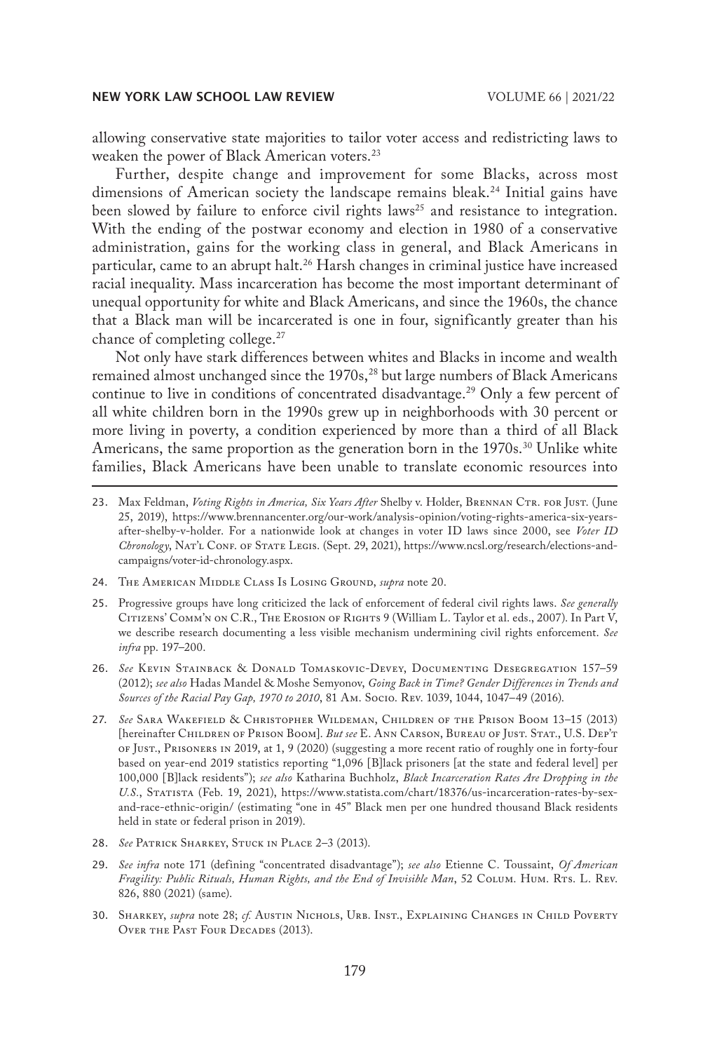allowing conservative state majorities to tailor voter access and redistricting laws to weaken the power of Black American voters.[23]

Further, despite change and improvement for some Blacks, across most dimensions of American society the landscape remains bleak.[24] Initial gains have been slowed by failure to enforce civil rights laws[25] and resistance to integration. With the ending of the postwar economy and election in 1980 of a conservative administration, gains for the working class in general, and Black Americans in particular, came to an abrupt halt.[26] Harsh changes in criminal justice have increased racial inequality. Mass incarceration has become the most important determinant of unequal opportunity for white and Black Americans, and since the 1960s, the chance that a Black man will be incarcerated is one in four, significantly greater than his chance of completing college.[27]

Not only have stark differences between whites and Blacks in income and wealth remained almost unchanged since the 1970s,[28] but large numbers of Black Americans continue to live in conditions of concentrated disadvantage.[29] Only a few percent of all white children born in the 1990s grew up in neighborhoods with 30 percent or more living in poverty, a condition experienced by more than a third of all Black Americans, the same proportion as the generation born in the 1970s.[30] Unlike white families, Black Americans have been unable to translate economic resources into

---

23. Max Feldman, *Voting Rights in America, Six Years After* Shelby v. Holder, Brennan Ctr. for Just. (June 25, 2019), https://www.brennancenter.org/our-work/analysis-opinion/voting-rights-america-six-years-after-shelby-v-holder. For a nationwide look at changes in voter ID laws since 2000, see *Voter ID Chronology*, Nat'l Conf. of State Legis. (Sept. 29, 2021), https://www.ncsl.org/research/elections-and-campaigns/voter-id-chronology.aspx.

24. The American Middle Class Is Losing Ground, *supra* note 20.

25. Progressive groups have long criticized the lack of enforcement of federal civil rights laws. *See generally* Citizens' Comm'n on C.R., The Erosion of Rights 9 (William L. Taylor et al. eds., 2007). In Part V, we describe research documenting a less visible mechanism undermining civil rights enforcement. *See infra* pp. 197–200.

26. *See* Kevin Stainback & Donald Tomaskovic-Devey, Documenting Desegregation 157–59 (2012); *see also* Hadas Mandel & Moshe Semyonov, *Going Back in Time? Gender Differences in Trends and Sources of the Racial Pay Gap, 1970 to 2010*, 81 Am. Socio. Rev. 1039, 1044, 1047–49 (2016).

27. *See* Sara Wakefield & Christopher Wildeman, Children of the Prison Boom 13–15 (2013) [hereinafter Children of Prison Boom]. *But see* E. Ann Carson, Bureau of Just. Stat., U.S. Dep't of Just., Prisoners in 2019, at 1, 9 (2020) (suggesting a more recent ratio of roughly one in forty-four based on year-end 2019 statistics reporting "1,096 [B]lack prisoners [at the state and federal level] per 100,000 [B]lack residents"); *see also* Katharina Buchholz, *Black Incarceration Rates Are Dropping in the U.S.*, Statista (Feb. 19, 2021), https://www.statista.com/chart/18376/us-incarceration-rates-by-sex-and-race-ethnic-origin/ (estimating "one in 45" Black men per one hundred thousand Black residents held in state or federal prison in 2019).

28. *See* Patrick Sharkey, Stuck in Place 2–3 (2013).

29. *See infra* note 171 (defining "concentrated disadvantage"); *see also* Etienne C. Toussaint, *Of American Fragility: Public Rituals, Human Rights, and the End of Invisible Man*, 52 Colum. Hum. Rts. L. Rev. 826, 880 (2021) (same).

30. Sharkey, *supra* note 28; *cf.* Austin Nichols, Urb. Inst., Explaining Changes in Child Poverty Over the Past Four Decades (2013).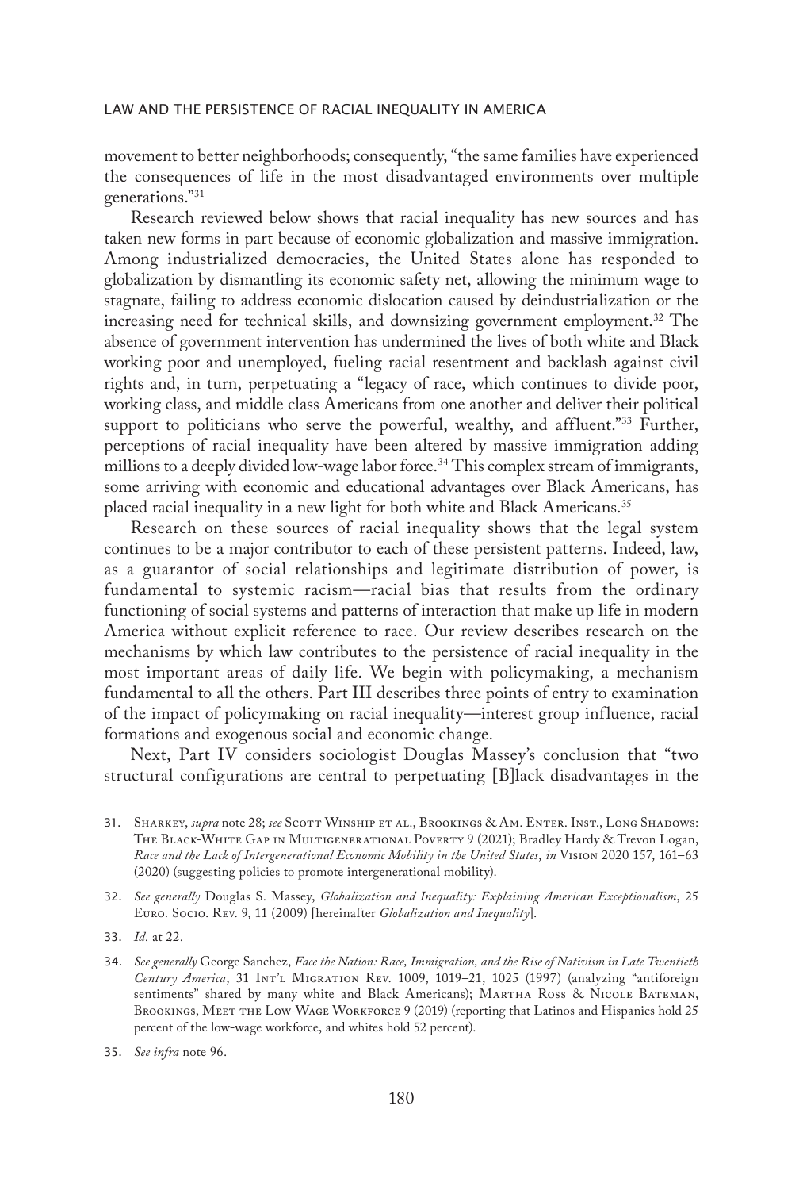movement to better neighborhoods; consequently, "the same families have experienced the consequences of life in the most disadvantaged environments over multiple generations."[31]

Research reviewed below shows that racial inequality has new sources and has taken new forms in part because of economic globalization and massive immigration. Among industrialized democracies, the United States alone has responded to globalization by dismantling its economic safety net, allowing the minimum wage to stagnate, failing to address economic dislocation caused by deindustrialization or the increasing need for technical skills, and downsizing government employment.[32] The absence of government intervention has undermined the lives of both white and Black working poor and unemployed, fueling racial resentment and backlash against civil rights and, in turn, perpetuating a "legacy of race, which continues to divide poor, working class, and middle class Americans from one another and deliver their political support to politicians who serve the powerful, wealthy, and affluent."[33] Further, perceptions of racial inequality have been altered by massive immigration adding millions to a deeply divided low-wage labor force.[34] This complex stream of immigrants, some arriving with economic and educational advantages over Black Americans, has placed racial inequality in a new light for both white and Black Americans.[35]

Research on these sources of racial inequality shows that the legal system continues to be a major contributor to each of these persistent patterns. Indeed, law, as a guarantor of social relationships and legitimate distribution of power, is fundamental to systemic racism—racial bias that results from the ordinary functioning of social systems and patterns of interaction that make up life in modern America without explicit reference to race. Our review describes research on the mechanisms by which law contributes to the persistence of racial inequality in the most important areas of daily life. We begin with policymaking, a mechanism fundamental to all the others. Part III describes three points of entry to examination of the impact of policymaking on racial inequality—interest group influence, racial formations and exogenous social and economic change.

Next, Part IV considers sociologist Douglas Massey's conclusion that "two structural configurations are central to perpetuating [B]lack disadvantages in the

---

31. Sharkey, *supra* note 28; *see* Scott Winship et al., Brookings & Am. Enter. Inst., Long Shadows: The Black-White Gap in Multigenerational Poverty 9 (2021); Bradley Hardy & Trevon Logan, *Race and the Lack of Intergenerational Economic Mobility in the United States*, *in* Vision 2020 157, 161–63 (2020) (suggesting policies to promote intergenerational mobility).

32. *See generally* Douglas S. Massey, *Globalization and Inequality: Explaining American Exceptionalism*, 25 Euro. Socio. Rev. 9, 11 (2009) [hereinafter *Globalization and Inequality*].

33. *Id.* at 22.

34. *See generally* George Sanchez, *Face the Nation: Race, Immigration, and the Rise of Nativism in Late Twentieth Century America*, 31 Int'l Migration Rev. 1009, 1019–21, 1025 (1997) (analyzing "antiforeign sentiments" shared by many white and Black Americans); Martha Ross & Nicole Bateman, Brookings, Meet the Low-Wage Workforce 9 (2019) (reporting that Latinos and Hispanics hold 25 percent of the low-wage workforce, and whites hold 52 percent).

35. *See infra* note 96.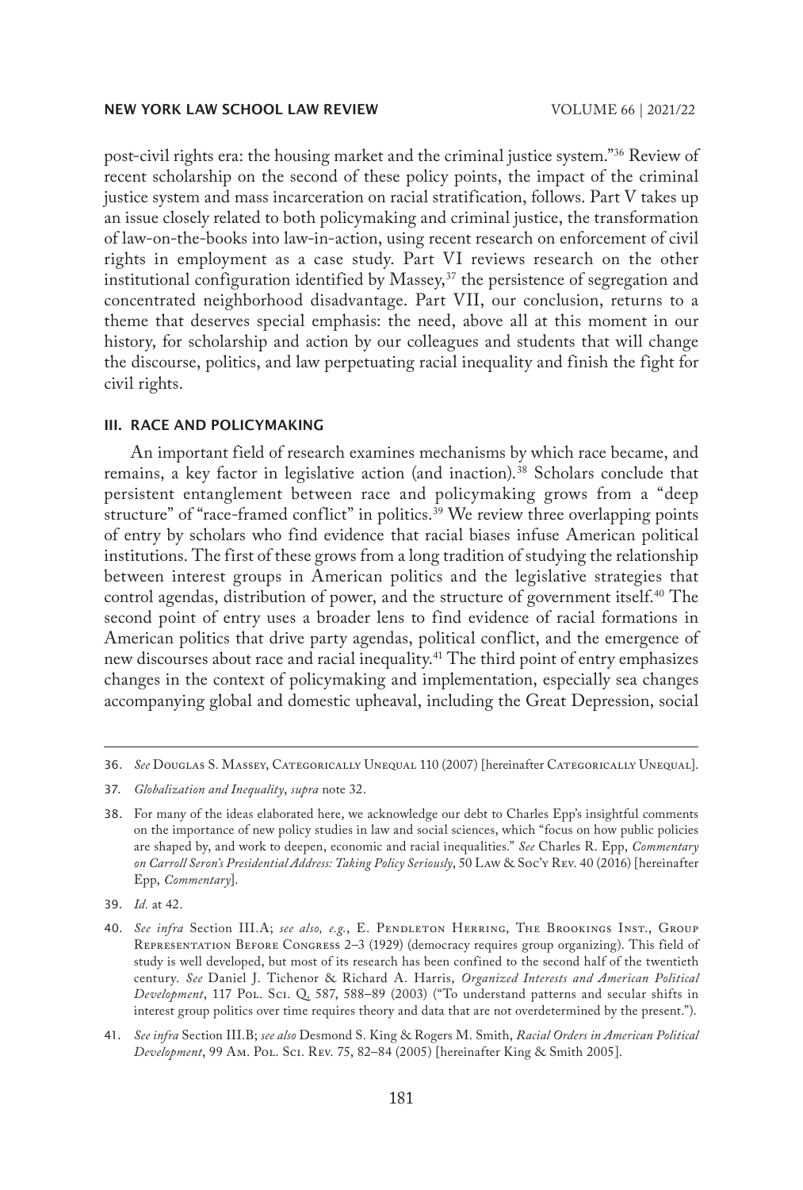post-civil rights era: the housing market and the criminal justice system."[36] Review of recent scholarship on the second of these policy points, the impact of the criminal justice system and mass incarceration on racial stratification, follows. Part V takes up an issue closely related to both policymaking and criminal justice, the transformation of law-on-the-books into law-in-action, using recent research on enforcement of civil rights in employment as a case study. Part VI reviews research on the other institutional configuration identified by Massey,[37] the persistence of segregation and concentrated neighborhood disadvantage. Part VII, our conclusion, returns to a theme that deserves special emphasis: the need, above all at this moment in our history, for scholarship and action by our colleagues and students that will change the discourse, politics, and law perpetuating racial inequality and finish the fight for civil rights.

## III. RACE AND POLICYMAKING

An important field of research examines mechanisms by which race became, and remains, a key factor in legislative action (and inaction).[38] Scholars conclude that persistent entanglement between race and policymaking grows from a "deep structure" of "race-framed conflict" in politics.[39] We review three overlapping points of entry by scholars who find evidence that racial biases infuse American political institutions. The first of these grows from a long tradition of studying the relationship between interest groups in American politics and the legislative strategies that control agendas, distribution of power, and the structure of government itself.[40] The second point of entry uses a broader lens to find evidence of racial formations in American politics that drive party agendas, political conflict, and the emergence of new discourses about race and racial inequality.[41] The third point of entry emphasizes changes in the context of policymaking and implementation, especially sea changes accompanying global and domestic upheaval, including the Great Depression, social

---

36. *See* Douglas S. Massey, Categorically Unequal 110 (2007) [hereinafter Categorically Unequal].

37. *Globalization and Inequality*, *supra* note 32.

38. For many of the ideas elaborated here, we acknowledge our debt to Charles Epp's insightful comments on the importance of new policy studies in law and social sciences, which "focus on how public policies are shaped by, and work to deepen, economic and racial inequalities." *See* Charles R. Epp, *Commentary on Carroll Seron's Presidential Address: Taking Policy Seriously*, 50 Law & Soc'y Rev. 40 (2016) [hereinafter Epp, *Commentary*].

39. *Id.* at 42.

40. *See infra* Section III.A; *see also, e.g.*, E. Pendleton Herring, The Brookings Inst., Group Representation Before Congress 2–3 (1929) (democracy requires group organizing). This field of study is well developed, but most of its research has been confined to the second half of the twentieth century. *See* Daniel J. Tichenor & Richard A. Harris, *Organized Interests and American Political Development*, 117 Pol. Sci. Q. 587, 588–89 (2003) ("To understand patterns and secular shifts in interest group politics over time requires theory and data that are not overdetermined by the present.").

41. *See infra* Section III.B; *see also* Desmond S. King & Rogers M. Smith, *Racial Orders in American Political Development*, 99 Am. Pol. Sci. Rev. 75, 82–84 (2005) [hereinafter King & Smith 2005].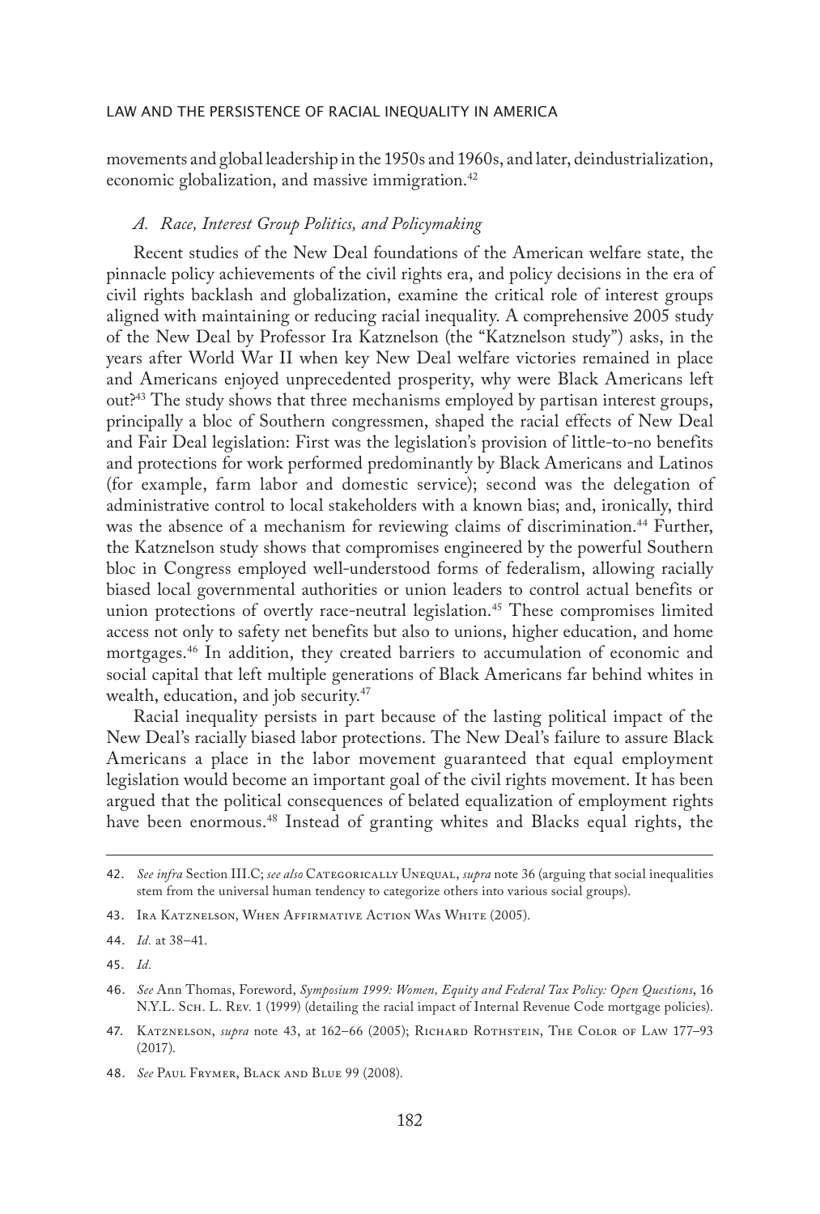movements and global leadership in the 1950s and 1960s, and later, deindustrialization, economic globalization, and massive immigration.[42]

### *A. Race, Interest Group Politics, and Policymaking*

Recent studies of the New Deal foundations of the American welfare state, the pinnacle policy achievements of the civil rights era, and policy decisions in the era of civil rights backlash and globalization, examine the critical role of interest groups aligned with maintaining or reducing racial inequality. A comprehensive 2005 study of the New Deal by Professor Ira Katznelson (the "Katznelson study") asks, in the years after World War II when key New Deal welfare victories remained in place and Americans enjoyed unprecedented prosperity, why were Black Americans left out?[43] The study shows that three mechanisms employed by partisan interest groups, principally a bloc of Southern congressmen, shaped the racial effects of New Deal and Fair Deal legislation: First was the legislation's provision of little-to-no benefits and protections for work performed predominantly by Black Americans and Latinos (for example, farm labor and domestic service); second was the delegation of administrative control to local stakeholders with a known bias; and, ironically, third was the absence of a mechanism for reviewing claims of discrimination.[44] Further, the Katznelson study shows that compromises engineered by the powerful Southern bloc in Congress employed well-understood forms of federalism, allowing racially biased local governmental authorities or union leaders to control actual benefits or union protections of overtly race-neutral legislation.[45] These compromises limited access not only to safety net benefits but also to unions, higher education, and home mortgages.[46] In addition, they created barriers to accumulation of economic and social capital that left multiple generations of Black Americans far behind whites in wealth, education, and job security.[47]

Racial inequality persists in part because of the lasting political impact of the New Deal's racially biased labor protections. The New Deal's failure to assure Black Americans a place in the labor movement guaranteed that equal employment legislation would become an important goal of the civil rights movement. It has been argued that the political consequences of belated equalization of employment rights have been enormous.[48] Instead of granting whites and Blacks equal rights, the

---

42. *See infra* Section III.C; *see also* Categorically Unequal, *supra* note 36 (arguing that social inequalities stem from the universal human tendency to categorize others into various social groups).

43. Ira Katznelson, When Affirmative Action Was White (2005).

44. *Id.* at 38–41.

45. *Id.*

46. *See* Ann Thomas, Foreword, *Symposium 1999: Women, Equity and Federal Tax Policy: Open Questions*, 16 N.Y.L. Sch. L. Rev. 1 (1999) (detailing the racial impact of Internal Revenue Code mortgage policies).

47. Katznelson, *supra* note 43, at 162–66 (2005); Richard Rothstein, The Color of Law 177–93 (2017).

48. *See* Paul Frymer, Black and Blue 99 (2008).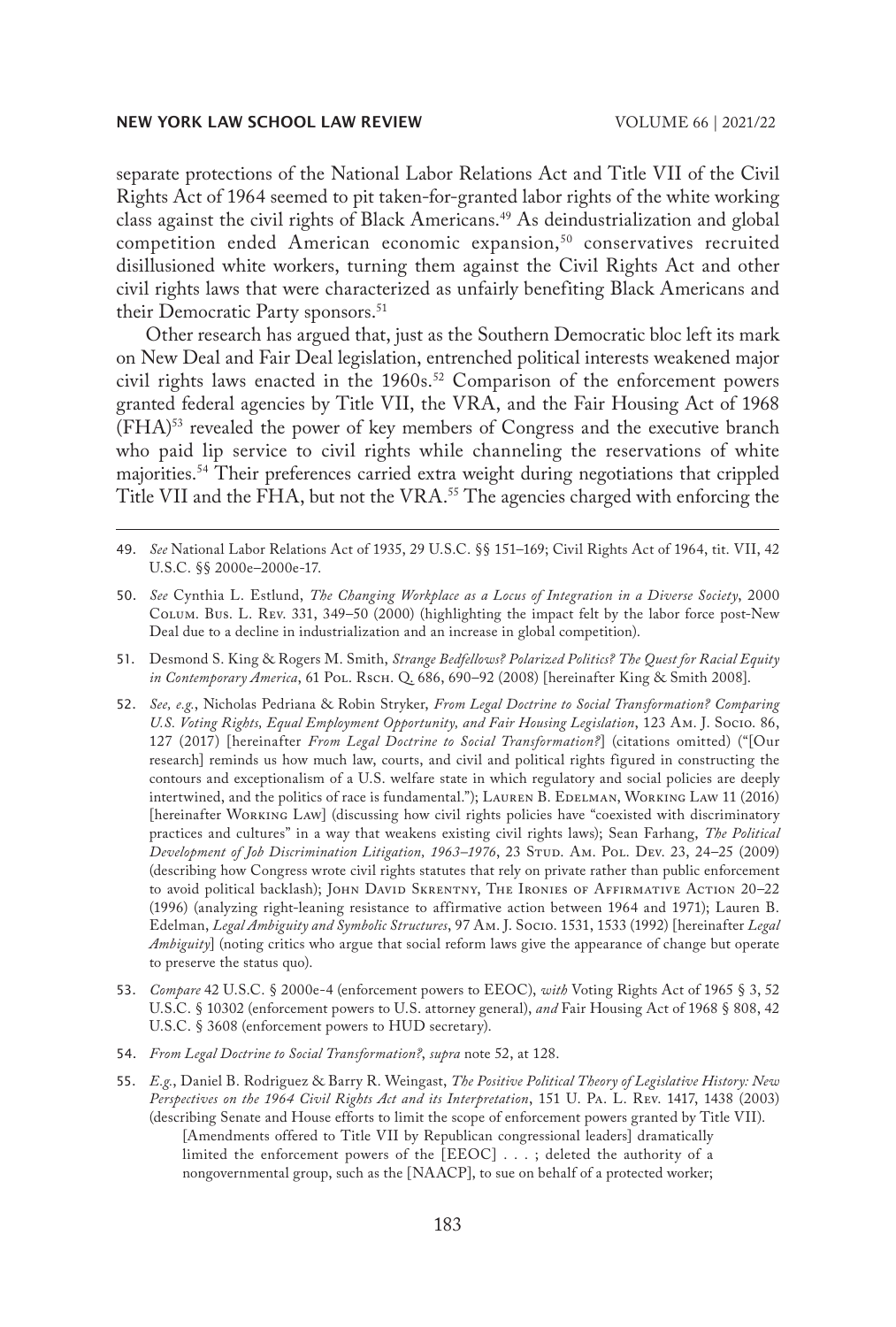separate protections of the National Labor Relations Act and Title VII of the Civil Rights Act of 1964 seemed to pit taken-for-granted labor rights of the white working class against the civil rights of Black Americans.[49] As deindustrialization and global competition ended American economic expansion,[50] conservatives recruited disillusioned white workers, turning them against the Civil Rights Act and other civil rights laws that were characterized as unfairly benefiting Black Americans and their Democratic Party sponsors.[51]

Other research has argued that, just as the Southern Democratic bloc left its mark on New Deal and Fair Deal legislation, entrenched political interests weakened major civil rights laws enacted in the 1960s.[52] Comparison of the enforcement powers granted federal agencies by Title VII, the VRA, and the Fair Housing Act of 1968 (FHA)[53] revealed the power of key members of Congress and the executive branch who paid lip service to civil rights while channeling the reservations of white majorities.[54] Their preferences carried extra weight during negotiations that crippled Title VII and the FHA, but not the VRA.[55] The agencies charged with enforcing the

---

49. *See* National Labor Relations Act of 1935, 29 U.S.C. §§ 151–169; Civil Rights Act of 1964, tit. VII, 42 U.S.C. §§ 2000e–2000e-17.

50. *See* Cynthia L. Estlund, *The Changing Workplace as a Locus of Integration in a Diverse Society*, 2000 Colum. Bus. L. Rev. 331, 349–50 (2000) (highlighting the impact felt by the labor force post-New Deal due to a decline in industrialization and an increase in global competition).

51. Desmond S. King & Rogers M. Smith, *Strange Bedfellows? Polarized Politics? The Quest for Racial Equity in Contemporary America*, 61 Pol. Rsch. Q. 686, 690–92 (2008) [hereinafter King & Smith 2008].

52. *See, e.g.*, Nicholas Pedriana & Robin Stryker, *From Legal Doctrine to Social Transformation? Comparing U.S. Voting Rights, Equal Employment Opportunity, and Fair Housing Legislation*, 123 Am. J. Socio. 86, 127 (2017) [hereinafter *From Legal Doctrine to Social Transformation?*] (citations omitted) ("[Our research] reminds us how much law, courts, and civil and political rights figured in constructing the contours and exceptionalism of a U.S. welfare state in which regulatory and social policies are deeply intertwined, and the politics of race is fundamental."); Lauren B. Edelman, Working Law 11 (2016) [hereinafter Working Law] (discussing how civil rights policies have "coexisted with discriminatory practices and cultures" in a way that weakens existing civil rights laws); Sean Farhang, *The Political Development of Job Discrimination Litigation, 1963–1976*, 23 Stud. Am. Pol. Dev. 23, 24–25 (2009) (describing how Congress wrote civil rights statutes that rely on private rather than public enforcement to avoid political backlash); John David Skrentny, The Ironies of Affirmative Action 20–22 (1996) (analyzing right-leaning resistance to affirmative action between 1964 and 1971); Lauren B. Edelman, *Legal Ambiguity and Symbolic Structures*, 97 Am. J. Socio. 1531, 1533 (1992) [hereinafter *Legal Ambiguity*] (noting critics who argue that social reform laws give the appearance of change but operate to preserve the status quo).

53. *Compare* 42 U.S.C. § 2000e-4 (enforcement powers to EEOC), *with* Voting Rights Act of 1965 § 3, 52 U.S.C. § 10302 (enforcement powers to U.S. attorney general), *and* Fair Housing Act of 1968 § 808, 42 U.S.C. § 3608 (enforcement powers to HUD secretary).

54. *From Legal Doctrine to Social Transformation?*, *supra* note 52, at 128.

55. *E.g.*, Daniel B. Rodriguez & Barry R. Weingast, *The Positive Political Theory of Legislative History: New Perspectives on the 1964 Civil Rights Act and its Interpretation*, 151 U. Pa. L. Rev. 1417, 1438 (2003) (describing Senate and House efforts to limit the scope of enforcement powers granted by Title VII).

    [Amendments offered to Title VII by Republican congressional leaders] dramatically limited the enforcement powers of the [EEOC] . . . ; deleted the authority of a nongovernmental group, such as the [NAACP], to sue on behalf of a protected worker;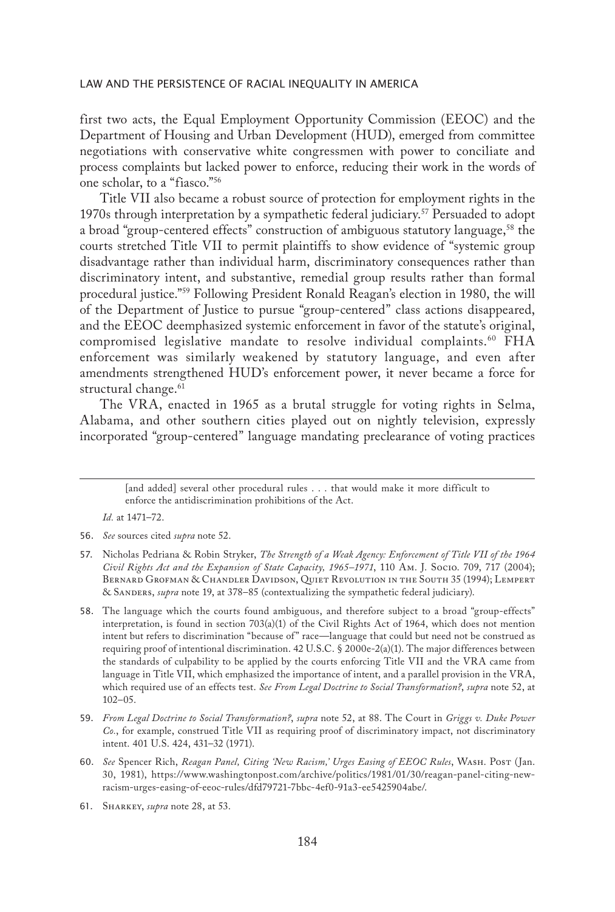first two acts, the Equal Employment Opportunity Commission (EEOC) and the Department of Housing and Urban Development (HUD), emerged from committee negotiations with conservative white congressmen with power to conciliate and process complaints but lacked power to enforce, reducing their work in the words of one scholar, to a "fiasco."[56]

Title VII also became a robust source of protection for employment rights in the 1970s through interpretation by a sympathetic federal judiciary.[57] Persuaded to adopt a broad "group-centered effects" construction of ambiguous statutory language,[58] the courts stretched Title VII to permit plaintiffs to show evidence of "systemic group disadvantage rather than individual harm, discriminatory consequences rather than discriminatory intent, and substantive, remedial group results rather than formal procedural justice."[59] Following President Ronald Reagan's election in 1980, the will of the Department of Justice to pursue "group-centered" class actions disappeared, and the EEOC deemphasized systemic enforcement in favor of the statute's original, compromised legislative mandate to resolve individual complaints.[60] FHA enforcement was similarly weakened by statutory language, and even after amendments strengthened HUD's enforcement power, it never became a force for structural change.[61]

The VRA, enacted in 1965 as a brutal struggle for voting rights in Selma, Alabama, and other southern cities played out on nightly television, expressly incorporated "group-centered" language mandating preclearance of voting practices

---

> [and added] several other procedural rules . . . that would make it more difficult to enforce the antidiscrimination prohibitions of the Act.

*Id.* at 1471–72.

56. *See* sources cited *supra* note 52.

57. Nicholas Pedriana & Robin Stryker, *The Strength of a Weak Agency: Enforcement of Title VII of the 1964 Civil Rights Act and the Expansion of State Capacity, 1965–1971*, 110 Am. J. Socio. 709, 717 (2004); Bernard Grofman & Chandler Davidson, Quiet Revolution in the South 35 (1994); Lempert & Sanders, *supra* note 19, at 378–85 (contextualizing the sympathetic federal judiciary).

58. The language which the courts found ambiguous, and therefore subject to a broad "group-effects" interpretation, is found in section 703(a)(1) of the Civil Rights Act of 1964, which does not mention intent but refers to discrimination "because of" race—language that could but need not be construed as requiring proof of intentional discrimination. 42 U.S.C. § 2000e-2(a)(1). The major differences between the standards of culpability to be applied by the courts enforcing Title VII and the VRA came from language in Title VII, which emphasized the importance of intent, and a parallel provision in the VRA, which required use of an effects test. *See From Legal Doctrine to Social Transformation?*, *supra* note 52, at 102–05.

59. *From Legal Doctrine to Social Transformation?*, *supra* note 52, at 88. The Court in *Griggs v. Duke Power Co.*, for example, construed Title VII as requiring proof of discriminatory impact, not discriminatory intent. 401 U.S. 424, 431–32 (1971).

60. *See* Spencer Rich, *Reagan Panel, Citing 'New Racism,' Urges Easing of EEOC Rules*, Wash. Post (Jan. 30, 1981), https://www.washingtonpost.com/archive/politics/1981/01/30/reagan-panel-citing-new-racism-urges-easing-of-eeoc-rules/dfd79721-7bbc-4ef0-91a3-ee5425904abe/.

61. Sharkey, *supra* note 28, at 53.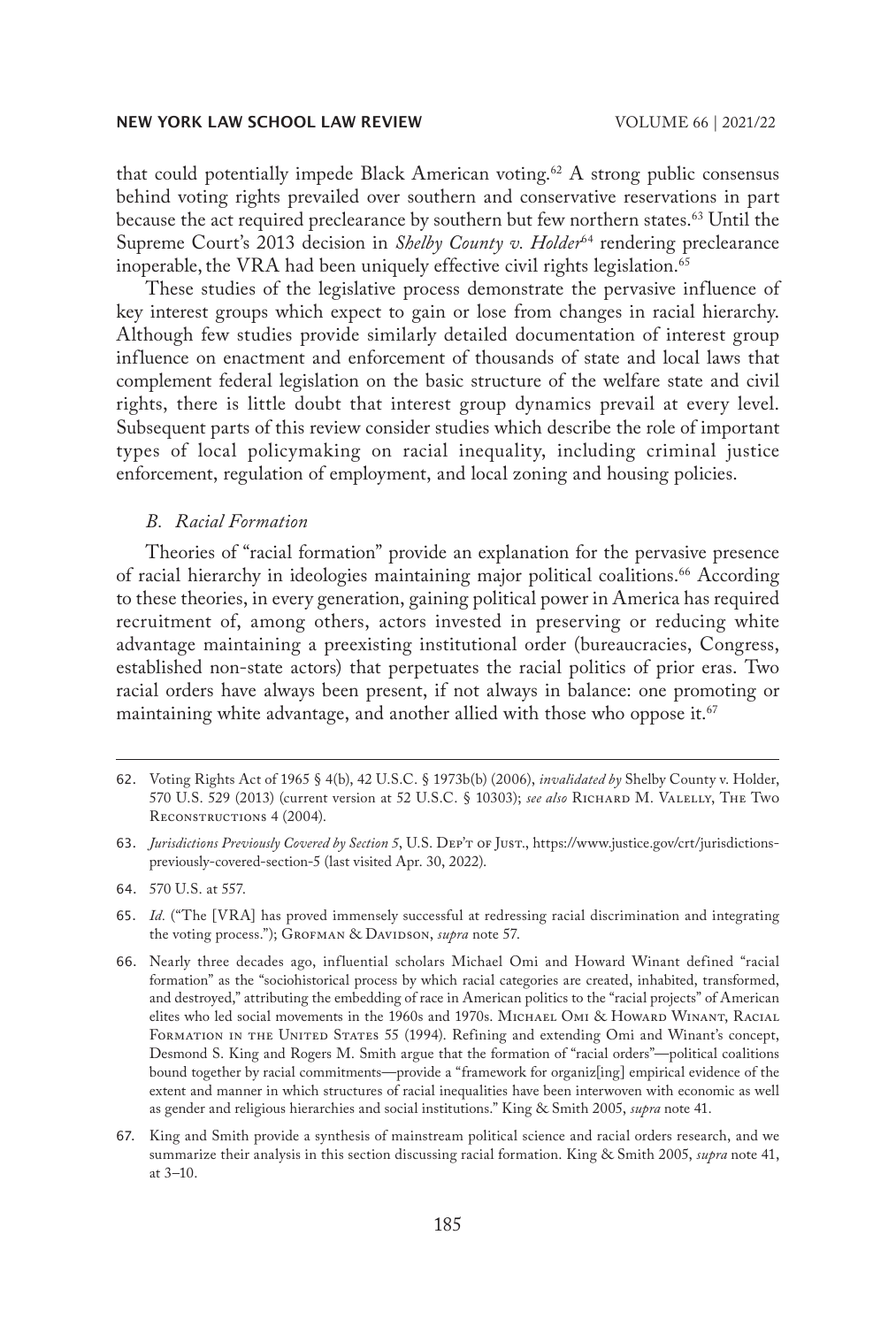that could potentially impede Black American voting.[62] A strong public consensus behind voting rights prevailed over southern and conservative reservations in part because the act required preclearance by southern but few northern states.[63] Until the Supreme Court's 2013 decision in *Shelby County v. Holder*[64] rendering preclearance inoperable, the VRA had been uniquely effective civil rights legislation.[65]

These studies of the legislative process demonstrate the pervasive influence of key interest groups which expect to gain or lose from changes in racial hierarchy. Although few studies provide similarly detailed documentation of interest group influence on enactment and enforcement of thousands of state and local laws that complement federal legislation on the basic structure of the welfare state and civil rights, there is little doubt that interest group dynamics prevail at every level. Subsequent parts of this review consider studies which describe the role of important types of local policymaking on racial inequality, including criminal justice enforcement, regulation of employment, and local zoning and housing policies.

### *B. Racial Formation*

Theories of "racial formation" provide an explanation for the pervasive presence of racial hierarchy in ideologies maintaining major political coalitions.[66] According to these theories, in every generation, gaining political power in America has required recruitment of, among others, actors invested in preserving or reducing white advantage maintaining a preexisting institutional order (bureaucracies, Congress, established non-state actors) that perpetuates the racial politics of prior eras. Two racial orders have always been present, if not always in balance: one promoting or maintaining white advantage, and another allied with those who oppose it.[67]

---

62. Voting Rights Act of 1965 § 4(b), 42 U.S.C. § 1973b(b) (2006), *invalidated by* Shelby County v. Holder, 570 U.S. 529 (2013) (current version at 52 U.S.C. § 10303); *see also* Richard M. Valelly, The Two Reconstructions 4 (2004).

63. *Jurisdictions Previously Covered by Section 5*, U.S. Dep't of Just., https://www.justice.gov/crt/jurisdictions-previously-covered-section-5 (last visited Apr. 30, 2022).

64. 570 U.S. at 557.

65. *Id.* ("The [VRA] has proved immensely successful at redressing racial discrimination and integrating the voting process."); Grofman & Davidson, *supra* note 57.

66. Nearly three decades ago, influential scholars Michael Omi and Howard Winant defined "racial formation" as the "sociohistorical process by which racial categories are created, inhabited, transformed, and destroyed," attributing the embedding of race in American politics to the "racial projects" of American elites who led social movements in the 1960s and 1970s. Michael Omi & Howard Winant, Racial Formation in the United States 55 (1994). Refining and extending Omi and Winant's concept, Desmond S. King and Rogers M. Smith argue that the formation of "racial orders"—political coalitions bound together by racial commitments—provide a "framework for organiz[ing] empirical evidence of the extent and manner in which structures of racial inequalities have been interwoven with economic as well as gender and religious hierarchies and social institutions." King & Smith 2005, *supra* note 41.

67. King and Smith provide a synthesis of mainstream political science and racial orders research, and we summarize their analysis in this section discussing racial formation. King & Smith 2005, *supra* note 41, at 3–10.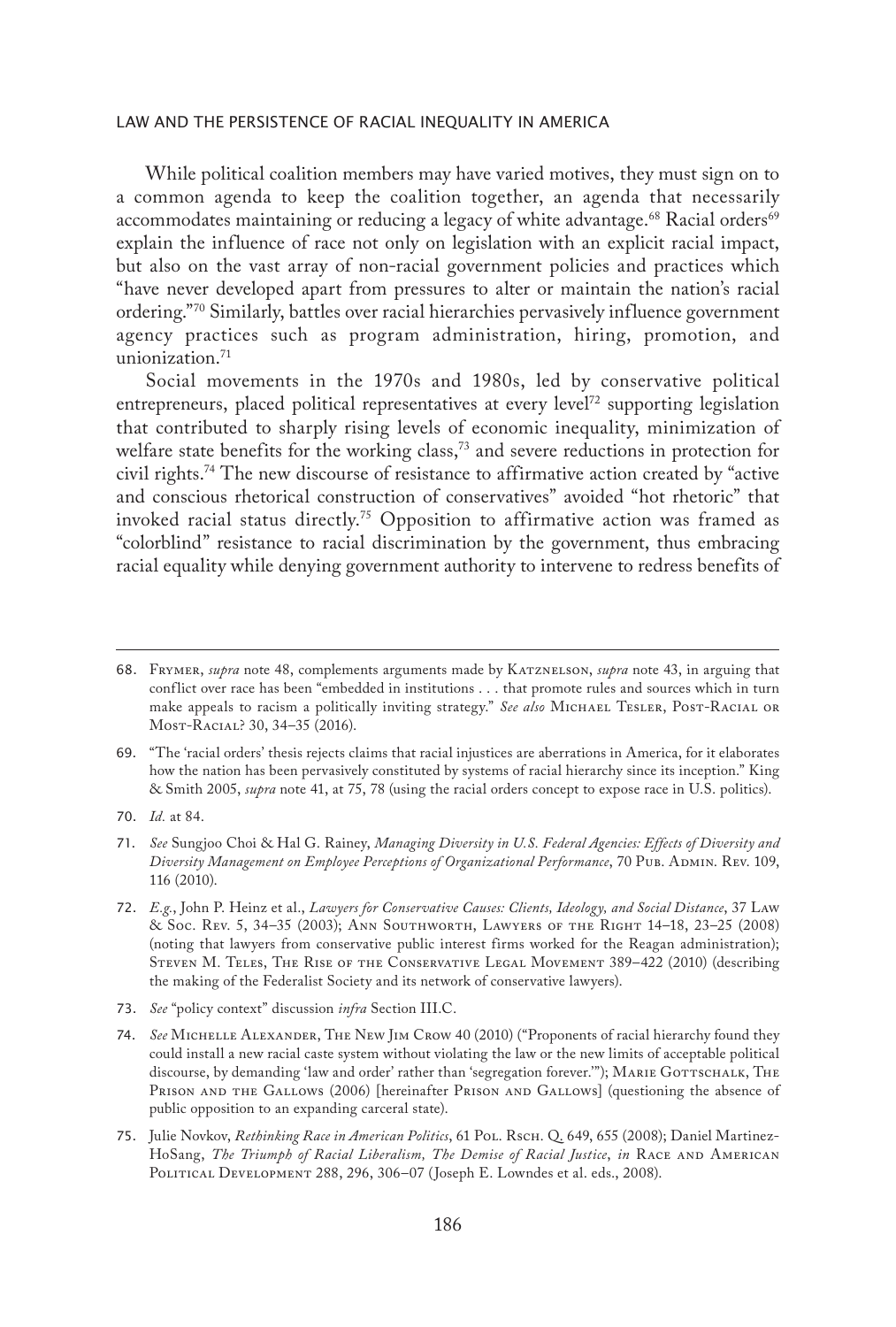While political coalition members may have varied motives, they must sign on to a common agenda to keep the coalition together, an agenda that necessarily accommodates maintaining or reducing a legacy of white advantage.[68] Racial orders[69] explain the influence of race not only on legislation with an explicit racial impact, but also on the vast array of non-racial government policies and practices which "have never developed apart from pressures to alter or maintain the nation's racial ordering."[70] Similarly, battles over racial hierarchies pervasively influence government agency practices such as program administration, hiring, promotion, and unionization.[71]

Social movements in the 1970s and 1980s, led by conservative political entrepreneurs, placed political representatives at every level[72] supporting legislation that contributed to sharply rising levels of economic inequality, minimization of welfare state benefits for the working class,[73] and severe reductions in protection for civil rights.[74] The new discourse of resistance to affirmative action created by "active and conscious rhetorical construction of conservatives" avoided "hot rhetoric" that invoked racial status directly.[75] Opposition to affirmative action was framed as "colorblind" resistance to racial discrimination by the government, thus embracing racial equality while denying government authority to intervene to redress benefits of

---

68. Frymer, *supra* note 48, complements arguments made by Katznelson, *supra* note 43, in arguing that conflict over race has been "embedded in institutions . . . that promote rules and sources which in turn make appeals to racism a politically inviting strategy." *See also* Michael Tesler, Post-Racial or Most-Racial? 30, 34–35 (2016).

69. "The 'racial orders' thesis rejects claims that racial injustices are aberrations in America, for it elaborates how the nation has been pervasively constituted by systems of racial hierarchy since its inception." King & Smith 2005, *supra* note 41, at 75, 78 (using the racial orders concept to expose race in U.S. politics).

70. *Id.* at 84.

71. *See* Sungjoo Choi & Hal G. Rainey, *Managing Diversity in U.S. Federal Agencies: Effects of Diversity and Diversity Management on Employee Perceptions of Organizational Performance*, 70 Pub. Admin. Rev. 109, 116 (2010).

72. *E.g.*, John P. Heinz et al., *Lawyers for Conservative Causes: Clients, Ideology, and Social Distance*, 37 Law & Soc. Rev. 5, 34–35 (2003); Ann Southworth, Lawyers of the Right 14–18, 23–25 (2008) (noting that lawyers from conservative public interest firms worked for the Reagan administration); Steven M. Teles, The Rise of the Conservative Legal Movement 389–422 (2010) (describing the making of the Federalist Society and its network of conservative lawyers).

73. *See* "policy context" discussion *infra* Section III.C.

74. *See* Michelle Alexander, The New Jim Crow 40 (2010) ("Proponents of racial hierarchy found they could install a new racial caste system without violating the law or the new limits of acceptable political discourse, by demanding 'law and order' rather than 'segregation forever.'"); Marie Gottschalk, The Prison and the Gallows (2006) [hereinafter Prison and Gallows] (questioning the absence of public opposition to an expanding carceral state).

75. Julie Novkov, *Rethinking Race in American Politics*, 61 Pol. Rsch. Q. 649, 655 (2008); Daniel Martinez-HoSang, *The Triumph of Racial Liberalism, The Demise of Racial Justice*, *in* Race and American Political Development 288, 296, 306–07 (Joseph E. Lowndes et al. eds., 2008).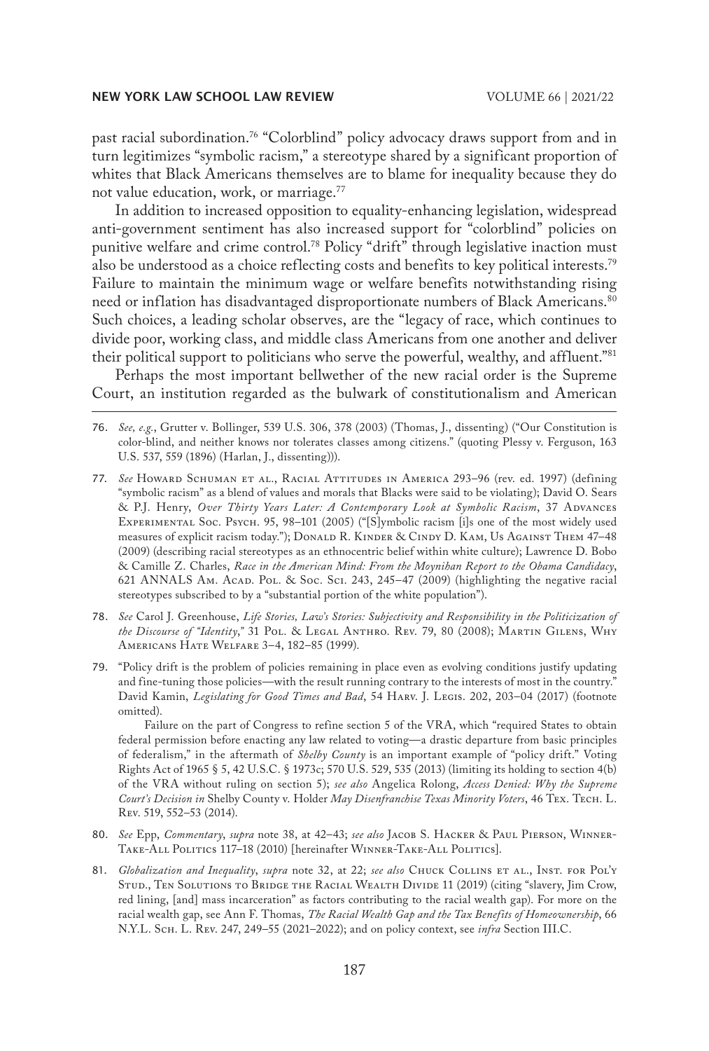past racial subordination.[76] "Colorblind" policy advocacy draws support from and in turn legitimizes "symbolic racism," a stereotype shared by a significant proportion of whites that Black Americans themselves are to blame for inequality because they do not value education, work, or marriage.[77]

In addition to increased opposition to equality-enhancing legislation, widespread anti-government sentiment has also increased support for "colorblind" policies on punitive welfare and crime control.[78] Policy "drift" through legislative inaction must also be understood as a choice reflecting costs and benefits to key political interests.[79] Failure to maintain the minimum wage or welfare benefits notwithstanding rising need or inflation has disadvantaged disproportionate numbers of Black Americans.[80] Such choices, a leading scholar observes, are the "legacy of race, which continues to divide poor, working class, and middle class Americans from one another and deliver their political support to politicians who serve the powerful, wealthy, and affluent."[81]

Perhaps the most important bellwether of the new racial order is the Supreme Court, an institution regarded as the bulwark of constitutionalism and American

---

76. *See, e.g.*, Grutter v. Bollinger, 539 U.S. 306, 378 (2003) (Thomas, J., dissenting) ("Our Constitution is color-blind, and neither knows nor tolerates classes among citizens." (quoting Plessy v. Ferguson, 163 U.S. 537, 559 (1896) (Harlan, J., dissenting))).

77. *See* Howard Schuman et al., Racial Attitudes in America 293–96 (rev. ed. 1997) (defining "symbolic racism" as a blend of values and morals that Blacks were said to be violating); David O. Sears & P.J. Henry, *Over Thirty Years Later: A Contemporary Look at Symbolic Racism*, 37 Advances Experimental Soc. Psych. 95, 98–101 (2005) ("[S]ymbolic racism [i]s one of the most widely used measures of explicit racism today."); Donald R. Kinder & Cindy D. Kam, Us Against Them 47–48 (2009) (describing racial stereotypes as an ethnocentric belief within white culture); Lawrence D. Bobo & Camille Z. Charles, *Race in the American Mind: From the Moynihan Report to the Obama Candidacy*, 621 ANNALS Am. Acad. Pol. & Soc. Sci. 243, 245–47 (2009) (highlighting the negative racial stereotypes subscribed to by a "substantial portion of the white population").

78. *See* Carol J. Greenhouse, *Life Stories, Law's Stories: Subjectivity and Responsibility in the Politicization of the Discourse of "Identity*,*"* 31 Pol. & Legal Anthro. Rev. 79, 80 (2008); Martin Gilens, Why Americans Hate Welfare 3–4, 182–85 (1999).

79. "Policy drift is the problem of policies remaining in place even as evolving conditions justify updating and fine-tuning those policies—with the result running contrary to the interests of most in the country." David Kamin, *Legislating for Good Times and Bad*, 54 Harv. J. Legis. 202, 203–04 (2017) (footnote omitted).

    Failure on the part of Congress to refine section 5 of the VRA, which "required States to obtain federal permission before enacting any law related to voting—a drastic departure from basic principles of federalism," in the aftermath of *Shelby County* is an important example of "policy drift." Voting Rights Act of 1965 § 5, 42 U.S.C. § 1973c; 570 U.S. 529, 535 (2013) (limiting its holding to section 4(b) of the VRA without ruling on section 5); *see also* Angelica Rolong, *Access Denied: Why the Supreme Court's Decision in* Shelby County v. Holder *May Disenfranchise Texas Minority Voters*, 46 Tex. Tech. L. Rev. 519, 552–53 (2014).

80. *See* Epp, *Commentary*, *supra* note 38, at 42–43; *see also* Jacob S. Hacker & Paul Pierson, Winner-Take-All Politics 117–18 (2010) [hereinafter Winner-Take-All Politics].

81. *Globalization and Inequality*, *supra* note 32, at 22; *see also* Chuck Collins et al., Inst. for Pol'y Stud., Ten Solutions to Bridge the Racial Wealth Divide 11 (2019) (citing "slavery, Jim Crow, red lining, [and] mass incarceration" as factors contributing to the racial wealth gap). For more on the racial wealth gap, see Ann F. Thomas, *The Racial Wealth Gap and the Tax Benefits of Homeownership*, 66 N.Y.L. Sch. L. Rev. 247, 249–55 (2021–2022); and on policy context, see *infra* Section III.C.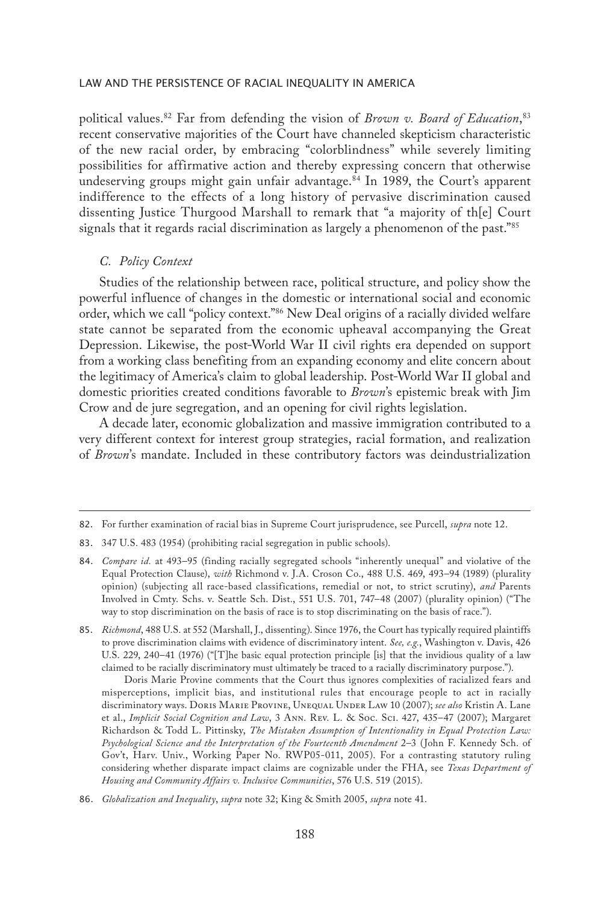political values.[82] Far from defending the vision of *Brown v. Board of Education*,[83] recent conservative majorities of the Court have channeled skepticism characteristic of the new racial order, by embracing "colorblindness" while severely limiting possibilities for affirmative action and thereby expressing concern that otherwise undeserving groups might gain unfair advantage.[84] In 1989, the Court's apparent indifference to the effects of a long history of pervasive discrimination caused dissenting Justice Thurgood Marshall to remark that "a majority of th[e] Court signals that it regards racial discrimination as largely a phenomenon of the past."[85]

### *C. Policy Context*

Studies of the relationship between race, political structure, and policy show the powerful influence of changes in the domestic or international social and economic order, which we call "policy context."[86] New Deal origins of a racially divided welfare state cannot be separated from the economic upheaval accompanying the Great Depression. Likewise, the post-World War II civil rights era depended on support from a working class benefiting from an expanding economy and elite concern about the legitimacy of America's claim to global leadership. Post-World War II global and domestic priorities created conditions favorable to *Brown*'s epistemic break with Jim Crow and de jure segregation, and an opening for civil rights legislation.

A decade later, economic globalization and massive immigration contributed to a very different context for interest group strategies, racial formation, and realization of *Brown*'s mandate. Included in these contributory factors was deindustrialization

---

82. For further examination of racial bias in Supreme Court jurisprudence, see Purcell, *supra* note 12.

83. 347 U.S. 483 (1954) (prohibiting racial segregation in public schools).

84. *Compare id.* at 493–95 (finding racially segregated schools "inherently unequal" and violative of the Equal Protection Clause), *with* Richmond v. J.A. Croson Co., 488 U.S. 469, 493–94 (1989) (plurality opinion) (subjecting all race-based classifications, remedial or not, to strict scrutiny), *and* Parents Involved in Cmty. Schs. v. Seattle Sch. Dist., 551 U.S. 701, 747–48 (2007) (plurality opinion) ("The way to stop discrimination on the basis of race is to stop discriminating on the basis of race.").

85. *Richmond*, 488 U.S. at 552 (Marshall, J., dissenting). Since 1976, the Court has typically required plaintiffs to prove discrimination claims with evidence of discriminatory intent. *See, e.g.*, Washington v. Davis, 426 U.S. 229, 240–41 (1976) ("[T]he basic equal protection principle [is] that the invidious quality of a law claimed to be racially discriminatory must ultimately be traced to a racially discriminatory purpose.").

Doris Marie Provine comments that the Court thus ignores complexities of racialized fears and misperceptions, implicit bias, and institutional rules that encourage people to act in racially discriminatory ways. Doris Marie Provine, Unequal Under Law 10 (2007); *see also* Kristin A. Lane et al., *Implicit Social Cognition and Law*, 3 Ann. Rev. L. & Soc. Sci. 427, 435–47 (2007); Margaret Richardson & Todd L. Pittinsky, *The Mistaken Assumption of Intentionality in Equal Protection Law: Psychological Science and the Interpretation of the Fourteenth Amendment* 2–3 (John F. Kennedy Sch. of Gov't, Harv. Univ., Working Paper No. RWP05-011, 2005). For a contrasting statutory ruling considering whether disparate impact claims are cognizable under the FHA, see *Texas Department of Housing and Community Affairs v. Inclusive Communities*, 576 U.S. 519 (2015).

86. *Globalization and Inequality*, *supra* note 32; King & Smith 2005, *supra* note 41.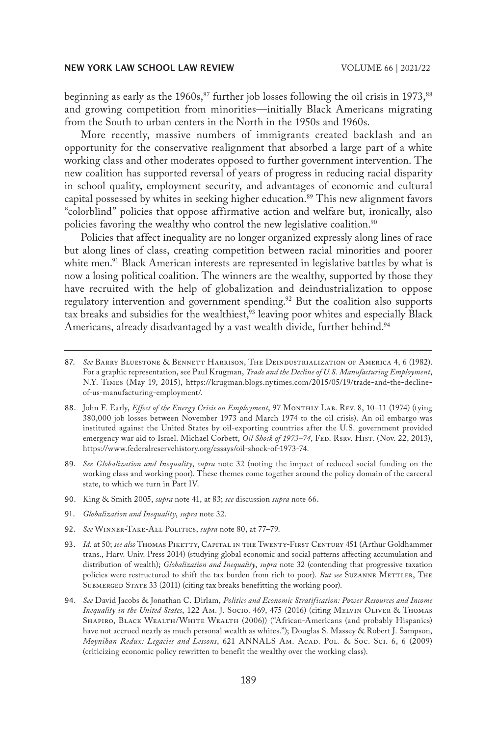beginning as early as the 1960s,[87] further job losses following the oil crisis in 1973,[88] and growing competition from minorities—initially Black Americans migrating from the South to urban centers in the North in the 1950s and 1960s.

More recently, massive numbers of immigrants created backlash and an opportunity for the conservative realignment that absorbed a large part of a white working class and other moderates opposed to further government intervention. The new coalition has supported reversal of years of progress in reducing racial disparity in school quality, employment security, and advantages of economic and cultural capital possessed by whites in seeking higher education.[89] This new alignment favors "colorblind" policies that oppose affirmative action and welfare but, ironically, also policies favoring the wealthy who control the new legislative coalition.[90]

Policies that affect inequality are no longer organized expressly along lines of race but along lines of class, creating competition between racial minorities and poorer white men.[91] Black American interests are represented in legislative battles by what is now a losing political coalition. The winners are the wealthy, supported by those they have recruited with the help of globalization and deindustrialization to oppose regulatory intervention and government spending.[92] But the coalition also supports tax breaks and subsidies for the wealthiest,[93] leaving poor whites and especially Black Americans, already disadvantaged by a vast wealth divide, further behind.[94]

---

87. *See* Barry Bluestone & Bennett Harrison, The Deindustrialization of America 4, 6 (1982). For a graphic representation, see Paul Krugman, *Trade and the Decline of U.S. Manufacturing Employment*, N.Y. Times (May 19, 2015), https://krugman.blogs.nytimes.com/2015/05/19/trade-and-the-decline-of-us-manufacturing-employment/.

88. John F. Early, *Effect of the Energy Crisis on Employment*, 97 Monthly Lab. Rev. 8, 10–11 (1974) (tying 380,000 job losses between November 1973 and March 1974 to the oil crisis). An oil embargo was instituted against the United States by oil-exporting countries after the U.S. government provided emergency war aid to Israel. Michael Corbett, *Oil Shock of 1973–74*, Fed. Rsrv. Hist. (Nov. 22, 2013), https://www.federalreservehistory.org/essays/oil-shock-of-1973-74.

89. *See Globalization and Inequality*, *supra* note 32 (noting the impact of reduced social funding on the working class and working poor). These themes come together around the policy domain of the carceral state, to which we turn in Part IV.

90. King & Smith 2005, *supra* note 41, at 83; *see* discussion *supra* note 66.

91. *Globalization and Inequality*, *supra* note 32.

92. *See* Winner-Take-All Politics, *supra* note 80, at 77–79.

93. *Id.* at 50; *see also* Thomas Piketty, Capital in the Twenty-First Century 451 (Arthur Goldhammer trans., Harv. Univ. Press 2014) (studying global economic and social patterns affecting accumulation and distribution of wealth); *Globalization and Inequality*, *supra* note 32 (contending that progressive taxation policies were restructured to shift the tax burden from rich to poor). *But see* Suzanne Mettler, The Submerged State 33 (2011) (citing tax breaks benefitting the working poor).

94. *See* David Jacobs & Jonathan C. Dirlam, *Politics and Economic Stratification: Power Resources and Income Inequality in the United States*, 122 Am. J. Socio. 469, 475 (2016) (citing Melvin Oliver & Thomas Shapiro, Black Wealth/White Wealth (2006)) ("African-Americans (and probably Hispanics) have not accrued nearly as much personal wealth as whites."); Douglas S. Massey & Robert J. Sampson, *Moynihan Redux: Legacies and Lessons*, 621 ANNALS Am. Acad. Pol. & Soc. Sci. 6, 6 (2009) (criticizing economic policy rewritten to benefit the wealthy over the working class).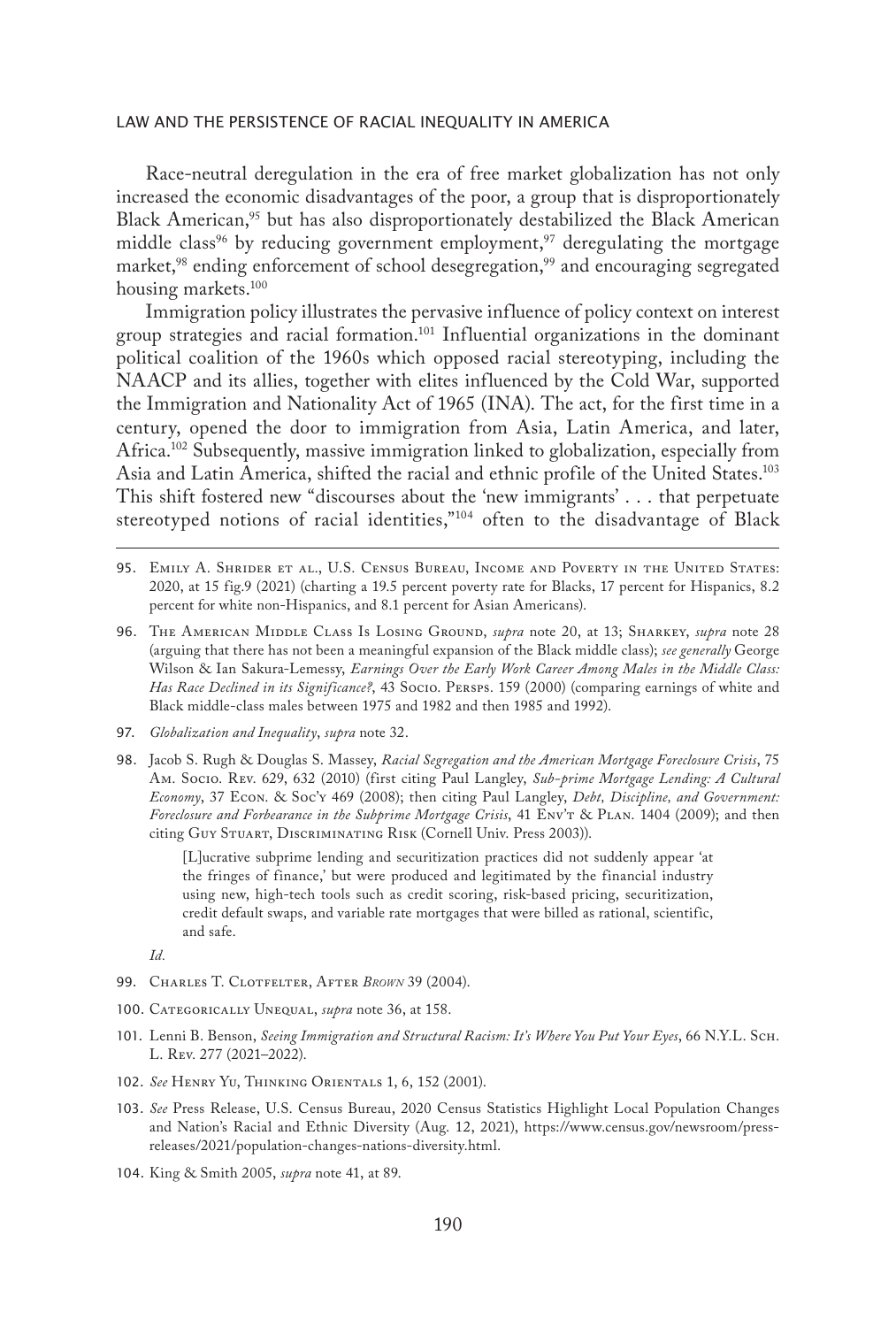Race-neutral deregulation in the era of free market globalization has not only increased the economic disadvantages of the poor, a group that is disproportionately Black American,[95] but has also disproportionately destabilized the Black American middle class[96] by reducing government employment,[97] deregulating the mortgage market,[98] ending enforcement of school desegregation,[99] and encouraging segregated housing markets.[100]

Immigration policy illustrates the pervasive influence of policy context on interest group strategies and racial formation.[101] Influential organizations in the dominant political coalition of the 1960s which opposed racial stereotyping, including the NAACP and its allies, together with elites influenced by the Cold War, supported the Immigration and Nationality Act of 1965 (INA). The act, for the first time in a century, opened the door to immigration from Asia, Latin America, and later, Africa.[102] Subsequently, massive immigration linked to globalization, especially from Asia and Latin America, shifted the racial and ethnic profile of the United States.[103] This shift fostered new "discourses about the 'new immigrants' . . . that perpetuate stereotyped notions of racial identities,"[104] often to the disadvantage of Black

---

95. Emily A. Shrider et al., U.S. Census Bureau, Income and Poverty in the United States: 2020, at 15 fig.9 (2021) (charting a 19.5 percent poverty rate for Blacks, 17 percent for Hispanics, 8.2 percent for white non-Hispanics, and 8.1 percent for Asian Americans).

96. The American Middle Class Is Losing Ground, *supra* note 20, at 13; Sharkey, *supra* note 28 (arguing that there has not been a meaningful expansion of the Black middle class); *see generally* George Wilson & Ian Sakura-Lemessy, *Earnings Over the Early Work Career Among Males in the Middle Class: Has Race Declined in its Significance?*, 43 Socio. Persps. 159 (2000) (comparing earnings of white and Black middle-class males between 1975 and 1982 and then 1985 and 1992).

97. *Globalization and Inequality*, *supra* note 32.

98. Jacob S. Rugh & Douglas S. Massey, *Racial Segregation and the American Mortgage Foreclosure Crisis*, 75 Am. Socio. Rev. 629, 632 (2010) (first citing Paul Langley, *Sub-prime Mortgage Lending: A Cultural Economy*, 37 Econ. & Soc'y 469 (2008); then citing Paul Langley, *Debt, Discipline, and Government: Foreclosure and Forbearance in the Subprime Mortgage Crisis*, 41 Env't & Plan. 1404 (2009); and then citing Guy Stuart, Discriminating Risk (Cornell Univ. Press 2003)).

> [L]ucrative subprime lending and securitization practices did not suddenly appear 'at the fringes of finance,' but were produced and legitimated by the financial industry using new, high-tech tools such as credit scoring, risk-based pricing, securitization, credit default swaps, and variable rate mortgages that were billed as rational, scientific, and safe.

*Id.*

99. Charles T. Clotfelter, After *Brown* 39 (2004).

100. Categorically Unequal, *supra* note 36, at 158.

101. Lenni B. Benson, *Seeing Immigration and Structural Racism: It's Where You Put Your Eyes*, 66 N.Y.L. Sch. L. Rev. 277 (2021–2022).

102. *See* Henry Yu, Thinking Orientals 1, 6, 152 (2001).

103. *See* Press Release, U.S. Census Bureau, 2020 Census Statistics Highlight Local Population Changes and Nation's Racial and Ethnic Diversity (Aug. 12, 2021), https://www.census.gov/newsroom/press-releases/2021/population-changes-nations-diversity.html.

104. King & Smith 2005, *supra* note 41, at 89.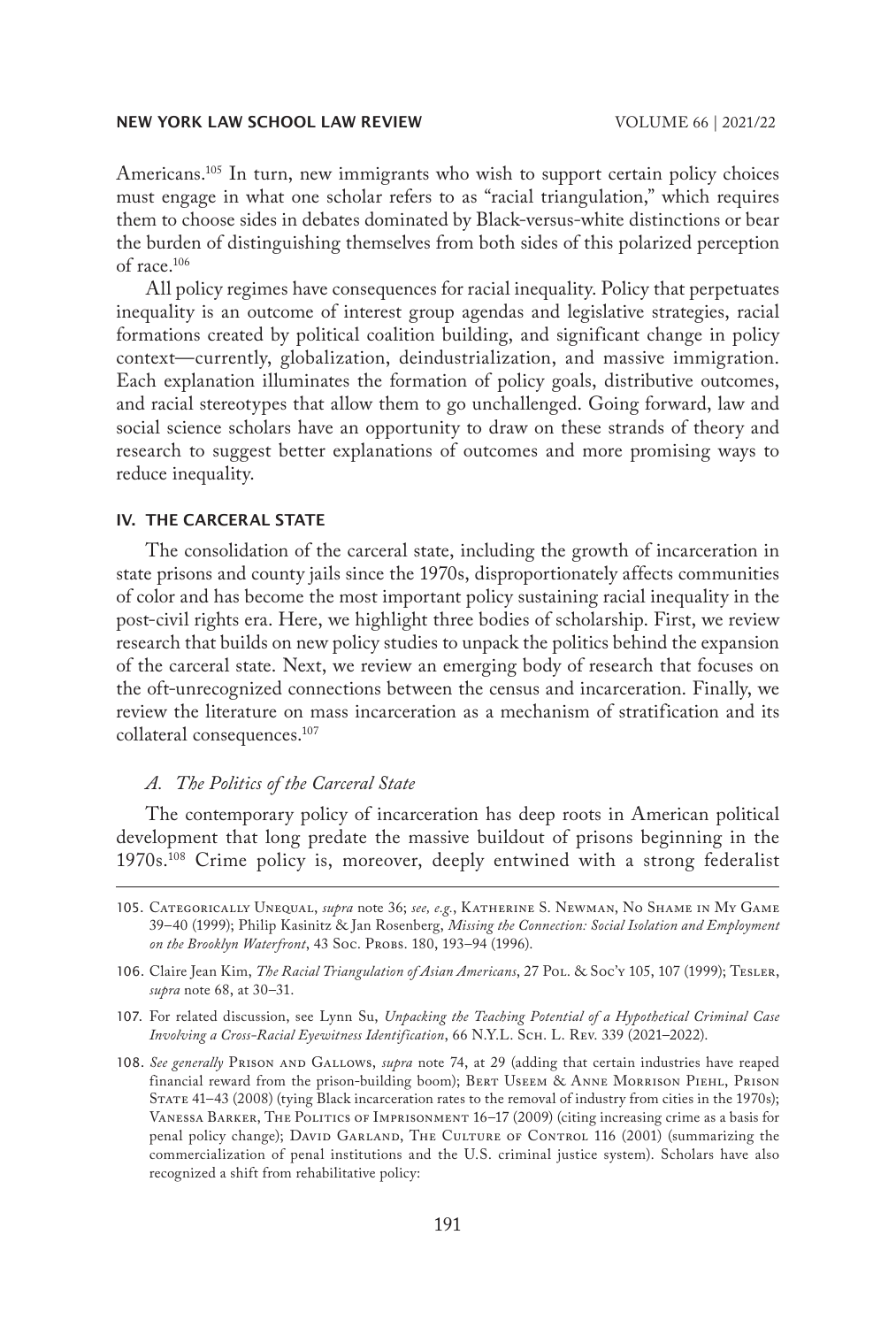Americans.[105] In turn, new immigrants who wish to support certain policy choices must engage in what one scholar refers to as "racial triangulation," which requires them to choose sides in debates dominated by Black-versus-white distinctions or bear the burden of distinguishing themselves from both sides of this polarized perception of race.[106]

All policy regimes have consequences for racial inequality. Policy that perpetuates inequality is an outcome of interest group agendas and legislative strategies, racial formations created by political coalition building, and significant change in policy context—currently, globalization, deindustrialization, and massive immigration. Each explanation illuminates the formation of policy goals, distributive outcomes, and racial stereotypes that allow them to go unchallenged. Going forward, law and social science scholars have an opportunity to draw on these strands of theory and research to suggest better explanations of outcomes and more promising ways to reduce inequality.

## IV. THE CARCERAL STATE

The consolidation of the carceral state, including the growth of incarceration in state prisons and county jails since the 1970s, disproportionately affects communities of color and has become the most important policy sustaining racial inequality in the post-civil rights era. Here, we highlight three bodies of scholarship. First, we review research that builds on new policy studies to unpack the politics behind the expansion of the carceral state. Next, we review an emerging body of research that focuses on the oft-unrecognized connections between the census and incarceration. Finally, we review the literature on mass incarceration as a mechanism of stratification and its collateral consequences.[107]

### *A. The Politics of the Carceral State*

The contemporary policy of incarceration has deep roots in American political development that long predate the massive buildout of prisons beginning in the 1970s.[108] Crime policy is, moreover, deeply entwined with a strong federalist

---

105. Categorically Unequal, *supra* note 36; *see, e.g.*, Katherine S. Newman, No Shame in My Game 39–40 (1999); Philip Kasinitz & Jan Rosenberg, *Missing the Connection: Social Isolation and Employment on the Brooklyn Waterfront*, 43 Soc. Probs. 180, 193–94 (1996).

106. Claire Jean Kim, *The Racial Triangulation of Asian Americans*, 27 Pol. & Soc'y 105, 107 (1999); Tesler, *supra* note 68, at 30–31.

107. For related discussion, see Lynn Su, *Unpacking the Teaching Potential of a Hypothetical Criminal Case Involving a Cross-Racial Eyewitness Identification*, 66 N.Y.L. Sch. L. Rev. 339 (2021–2022).

108. *See generally* Prison and Gallows, *supra* note 74, at 29 (adding that certain industries have reaped financial reward from the prison-building boom); Bert Useem & Anne Morrison Piehl, Prison State 41–43 (2008) (tying Black incarceration rates to the removal of industry from cities in the 1970s); Vanessa Barker, The Politics of Imprisonment 16–17 (2009) (citing increasing crime as a basis for penal policy change); David Garland, The Culture of Control 116 (2001) (summarizing the commercialization of penal institutions and the U.S. criminal justice system). Scholars have also recognized a shift from rehabilitative policy: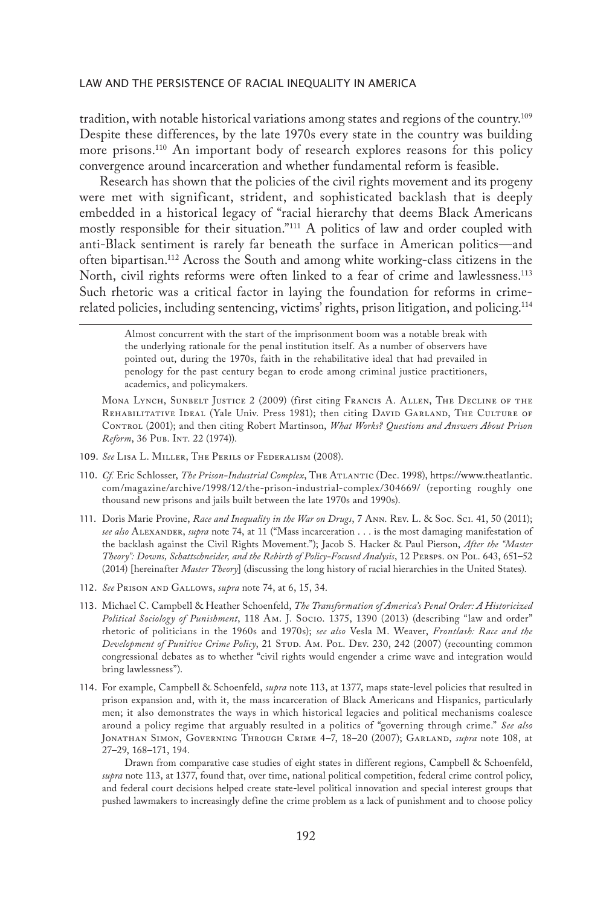tradition, with notable historical variations among states and regions of the country.[109] Despite these differences, by the late 1970s every state in the country was building more prisons.[110] An important body of research explores reasons for this policy convergence around incarceration and whether fundamental reform is feasible.

Research has shown that the policies of the civil rights movement and its progeny were met with significant, strident, and sophisticated backlash that is deeply embedded in a historical legacy of "racial hierarchy that deems Black Americans mostly responsible for their situation."[111] A politics of law and order coupled with anti-Black sentiment is rarely far beneath the surface in American politics—and often bipartisan.[112] Across the South and among white working-class citizens in the North, civil rights reforms were often linked to a fear of crime and lawlessness.[113] Such rhetoric was a critical factor in laying the foundation for reforms in crime-related policies, including sentencing, victims' rights, prison litigation, and policing.[114]

---

> Almost concurrent with the start of the imprisonment boom was a notable break with the underlying rationale for the penal institution itself. As a number of observers have pointed out, during the 1970s, faith in the rehabilitative ideal that had prevailed in penology for the past century began to erode among criminal justice practitioners, academics, and policymakers.

Mona Lynch, Sunbelt Justice 2 (2009) (first citing Francis A. Allen, The Decline of the Rehabilitative Ideal (Yale Univ. Press 1981); then citing David Garland, The Culture of Control (2001); and then citing Robert Martinson, *What Works? Questions and Answers About Prison Reform*, 36 Pub. Int. 22 (1974)).

109. *See* Lisa L. Miller, The Perils of Federalism (2008).

110. *Cf.* Eric Schlosser, *The Prison-Industrial Complex*, The Atlantic (Dec. 1998), https://www.theatlantic.com/magazine/archive/1998/12/the-prison-industrial-complex/304669/ (reporting roughly one thousand new prisons and jails built between the late 1970s and 1990s).

111. Doris Marie Provine, *Race and Inequality in the War on Drugs*, 7 Ann. Rev. L. & Soc. Sci. 41, 50 (2011); *see also* Alexander, *supra* note 74, at 11 ("Mass incarceration . . . is the most damaging manifestation of the backlash against the Civil Rights Movement."); Jacob S. Hacker & Paul Pierson, *After the "Master Theory": Downs, Schattschneider, and the Rebirth of Policy-Focused Analysis*, 12 Persps. on Pol. 643, 651–52 (2014) [hereinafter *Master Theory*] (discussing the long history of racial hierarchies in the United States).

112. *See* Prison and Gallows, *supra* note 74, at 6, 15, 34.

113. Michael C. Campbell & Heather Schoenfeld, *The Transformation of America's Penal Order: A Historicized Political Sociology of Punishment*, 118 Am. J. Socio. 1375, 1390 (2013) (describing "law and order" rhetoric of politicians in the 1960s and 1970s); *see also* Vesla M. Weaver, *Frontlash: Race and the Development of Punitive Crime Policy*, 21 Stud. Am. Pol. Dev. 230, 242 (2007) (recounting common congressional debates as to whether "civil rights would engender a crime wave and integration would bring lawlessness").

114. For example, Campbell & Schoenfeld, *supra* note 113, at 1377, maps state-level policies that resulted in prison expansion and, with it, the mass incarceration of Black Americans and Hispanics, particularly men; it also demonstrates the ways in which historical legacies and political mechanisms coalesce around a policy regime that arguably resulted in a politics of "governing through crime." *See also* Jonathan Simon, Governing Through Crime 4–7, 18–20 (2007); Garland, *supra* note 108, at 27–29, 168–171, 194.

Drawn from comparative case studies of eight states in different regions, Campbell & Schoenfeld, *supra* note 113, at 1377, found that, over time, national political competition, federal crime control policy, and federal court decisions helped create state-level political innovation and special interest groups that pushed lawmakers to increasingly define the crime problem as a lack of punishment and to choose policy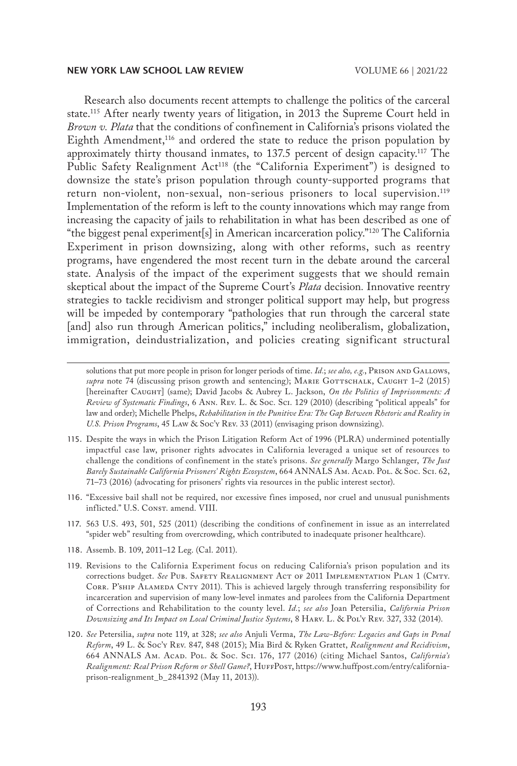Research also documents recent attempts to challenge the politics of the carceral state.[115] After nearly twenty years of litigation, in 2013 the Supreme Court held in *Brown v. Plata* that the conditions of confinement in California's prisons violated the Eighth Amendment,[116] and ordered the state to reduce the prison population by approximately thirty thousand inmates, to 137.5 percent of design capacity.[117] The Public Safety Realignment Act[118] (the "California Experiment") is designed to downsize the state's prison population through county-supported programs that return non-violent, non-sexual, non-serious prisoners to local supervision.[119] Implementation of the reform is left to the county innovations which may range from increasing the capacity of jails to rehabilitation in what has been described as one of "the biggest penal experiment[s] in American incarceration policy."[120] The California Experiment in prison downsizing, along with other reforms, such as reentry programs, have engendered the most recent turn in the debate around the carceral state. Analysis of the impact of the experiment suggests that we should remain skeptical about the impact of the Supreme Court's *Plata* decision. Innovative reentry strategies to tackle recidivism and stronger political support may help, but progress will be impeded by contemporary "pathologies that run through the carceral state [and] also run through American politics," including neoliberalism, globalization, immigration, deindustrialization, and policies creating significant structural

---

solutions that put more people in prison for longer periods of time. *Id.*; *see also, e.g.*, Prison and Gallows, *supra* note 74 (discussing prison growth and sentencing); Marie Gottschalk, Caught 1–2 (2015) [hereinafter Caught] (same); David Jacobs & Aubrey L. Jackson, *On the Politics of Imprisonments: A Review of Systematic Findings*, 6 Ann. Rev. L. & Soc. Sci. 129 (2010) (describing "political appeals" for law and order); Michelle Phelps, *Rehabilitation in the Punitive Era: The Gap Between Rhetoric and Reality in U.S. Prison Programs*, 45 Law & Soc'y Rev. 33 (2011) (envisaging prison downsizing).

115. Despite the ways in which the Prison Litigation Reform Act of 1996 (PLRA) undermined potentially impactful case law, prisoner rights advocates in California leveraged a unique set of resources to challenge the conditions of confinement in the state's prisons. *See generally* Margo Schlanger, *The Just Barely Sustainable California Prisoners' Rights Ecosystem*, 664 ANNALS Am. Acad. Pol. & Soc. Sci. 62, 71–73 (2016) (advocating for prisoners' rights via resources in the public interest sector).

116. "Excessive bail shall not be required, nor excessive fines imposed, nor cruel and unusual punishments inflicted." U.S. Const. amend. VIII.

117. 563 U.S. 493, 501, 525 (2011) (describing the conditions of confinement in issue as an interrelated "spider web" resulting from overcrowding, which contributed to inadequate prisoner healthcare).

118. Assemb. B. 109, 2011–12 Leg. (Cal. 2011).

119. Revisions to the California Experiment focus on reducing California's prison population and its corrections budget. *See* Pub. Safety Realignment Act of 2011 Implementation Plan 1 (Cmty. Corr. P'ship Alameda Cnty 2011). This is achieved largely through transferring responsibility for incarceration and supervision of many low-level inmates and parolees from the California Department of Corrections and Rehabilitation to the county level. *Id.*; *see also* Joan Petersilia, *California Prison Downsizing and Its Impact on Local Criminal Justice Systems*, 8 Harv. L. & Pol'y Rev. 327, 332 (2014).

120. *See* Petersilia, *supra* note 119, at 328; *see also* Anjuli Verma, *The Law-Before: Legacies and Gaps in Penal Reform*, 49 L. & Soc'y Rev. 847, 848 (2015); Mia Bird & Ryken Grattet, *Realignment and Recidivism*, 664 ANNALS Am. Acad. Pol. & Soc. Sci. 176, 177 (2016) (citing Michael Santos, *California's Realignment: Real Prison Reform or Shell Game?*, HuffPost, https://www.huffpost.com/entry/california-prison-realignment_b_2841392 (May 11, 2013)).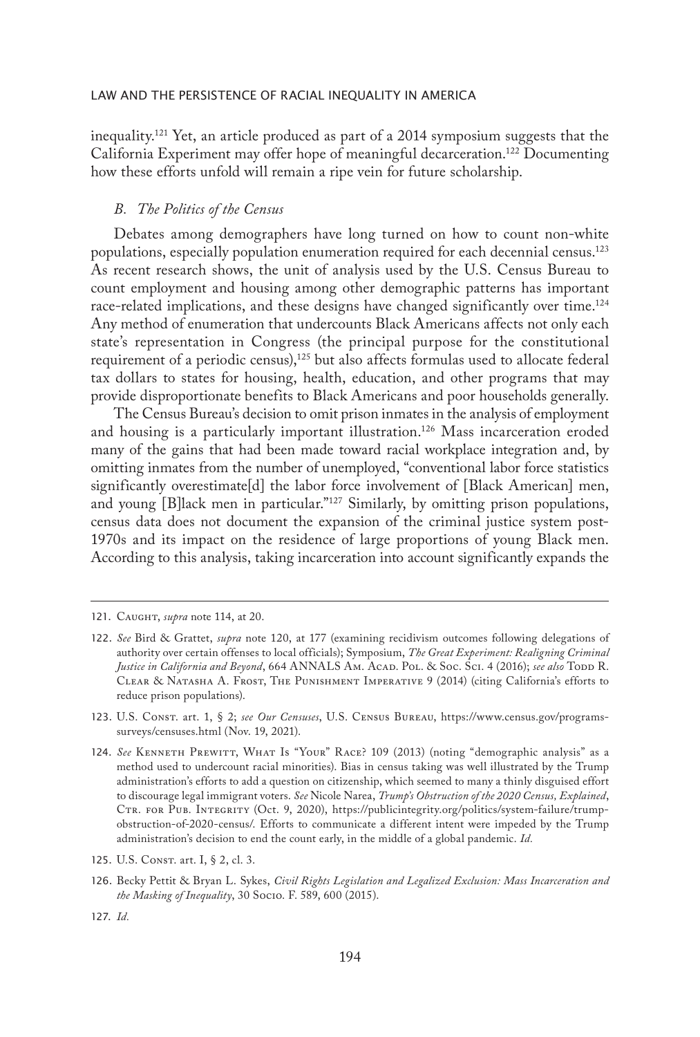inequality.[121] Yet, an article produced as part of a 2014 symposium suggests that the California Experiment may offer hope of meaningful decarceration.[122] Documenting how these efforts unfold will remain a ripe vein for future scholarship.

### *B. The Politics of the Census*

Debates among demographers have long turned on how to count non-white populations, especially population enumeration required for each decennial census.[123] As recent research shows, the unit of analysis used by the U.S. Census Bureau to count employment and housing among other demographic patterns has important race-related implications, and these designs have changed significantly over time.[124] Any method of enumeration that undercounts Black Americans affects not only each state's representation in Congress (the principal purpose for the constitutional requirement of a periodic census),[125] but also affects formulas used to allocate federal tax dollars to states for housing, health, education, and other programs that may provide disproportionate benefits to Black Americans and poor households generally.

The Census Bureau's decision to omit prison inmates in the analysis of employment and housing is a particularly important illustration.[126] Mass incarceration eroded many of the gains that had been made toward racial workplace integration and, by omitting inmates from the number of unemployed, "conventional labor force statistics significantly overestimate[d] the labor force involvement of [Black American] men, and young [B]lack men in particular."[127] Similarly, by omitting prison populations, census data does not document the expansion of the criminal justice system post-1970s and its impact on the residence of large proportions of young Black men. According to this analysis, taking incarceration into account significantly expands the

---

121. Caught, *supra* note 114, at 20.

122. *See* Bird & Grattet, *supra* note 120, at 177 (examining recidivism outcomes following delegations of authority over certain offenses to local officials); Symposium, *The Great Experiment: Realigning Criminal Justice in California and Beyond*, 664 ANNALS Am. Acad. Pol. & Soc. Sci. 4 (2016); *see also* Todd R. Clear & Natasha A. Frost, The Punishment Imperative 9 (2014) (citing California's efforts to reduce prison populations).

123. U.S. Const. art. 1, § 2; *see Our Censuses*, U.S. Census Bureau, https://www.census.gov/programs-surveys/censuses.html (Nov. 19, 2021).

124. *See* Kenneth Prewitt, What Is "Your" Race? 109 (2013) (noting "demographic analysis" as a method used to undercount racial minorities). Bias in census taking was well illustrated by the Trump administration's efforts to add a question on citizenship, which seemed to many a thinly disguised effort to discourage legal immigrant voters. *See* Nicole Narea, *Trump's Obstruction of the 2020 Census, Explained*, Ctr. for Pub. Integrity (Oct. 9, 2020), https://publicintegrity.org/politics/system-failure/trump-obstruction-of-2020-census/. Efforts to communicate a different intent were impeded by the Trump administration's decision to end the count early, in the middle of a global pandemic. *Id.*

125. U.S. Const. art. I, § 2, cl. 3.

126. Becky Pettit & Bryan L. Sykes, *Civil Rights Legislation and Legalized Exclusion: Mass Incarceration and the Masking of Inequality*, 30 Socio. F. 589, 600 (2015).

127. *Id.*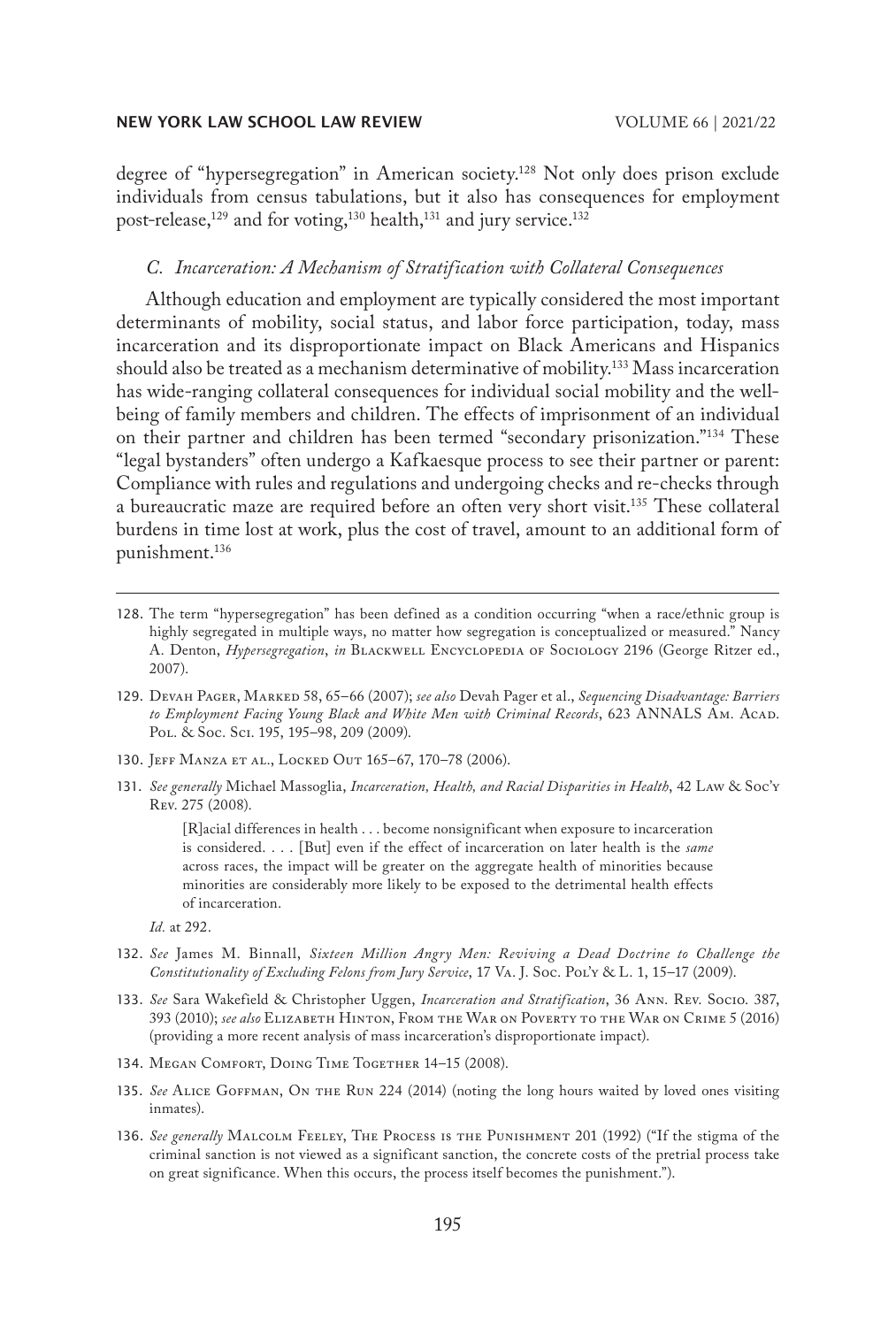degree of "hypersegregation" in American society.[128] Not only does prison exclude individuals from census tabulations, but it also has consequences for employment post-release,[129] and for voting,[130] health,[131] and jury service.[132]

### *C. Incarceration: A Mechanism of Stratification with Collateral Consequences*

Although education and employment are typically considered the most important determinants of mobility, social status, and labor force participation, today, mass incarceration and its disproportionate impact on Black Americans and Hispanics should also be treated as a mechanism determinative of mobility.[133] Mass incarceration has wide-ranging collateral consequences for individual social mobility and the well-being of family members and children. The effects of imprisonment of an individual on their partner and children has been termed "secondary prisonization."[134] These "legal bystanders" often undergo a Kafkaesque process to see their partner or parent: Compliance with rules and regulations and undergoing checks and re-checks through a bureaucratic maze are required before an often very short visit.[135] These collateral burdens in time lost at work, plus the cost of travel, amount to an additional form of punishment.[136]

---

128. The term "hypersegregation" has been defined as a condition occurring "when a race/ethnic group is highly segregated in multiple ways, no matter how segregation is conceptualized or measured." Nancy A. Denton, *Hypersegregation*, *in* Blackwell Encyclopedia of Sociology 2196 (George Ritzer ed., 2007).

129. Devah Pager, Marked 58, 65–66 (2007); *see also* Devah Pager et al., *Sequencing Disadvantage: Barriers to Employment Facing Young Black and White Men with Criminal Records*, 623 ANNALS Am. Acad. Pol. & Soc. Sci. 195, 195–98, 209 (2009).

130. Jeff Manza et al., Locked Out 165–67, 170–78 (2006).

131. *See generally* Michael Massoglia, *Incarceration, Health, and Racial Disparities in Health*, 42 Law & Soc'y Rev. 275 (2008).

> [R]acial differences in health . . . become nonsignificant when exposure to incarceration is considered. . . . [But] even if the effect of incarceration on later health is the *same* across races, the impact will be greater on the aggregate health of minorities because minorities are considerably more likely to be exposed to the detrimental health effects of incarceration.

*Id.* at 292.

132. *See* James M. Binnall, *Sixteen Million Angry Men: Reviving a Dead Doctrine to Challenge the Constitutionality of Excluding Felons from Jury Service*, 17 Va. J. Soc. Pol'y & L. 1, 15–17 (2009).

133. *See* Sara Wakefield & Christopher Uggen, *Incarceration and Stratification*, 36 Ann. Rev. Socio. 387, 393 (2010); *see also* Elizabeth Hinton, From the War on Poverty to the War on Crime 5 (2016) (providing a more recent analysis of mass incarceration's disproportionate impact).

134. Megan Comfort, Doing Time Together 14–15 (2008).

135. *See* Alice Goffman, On the Run 224 (2014) (noting the long hours waited by loved ones visiting inmates).

136. *See generally* Malcolm Feeley, The Process is the Punishment 201 (1992) ("If the stigma of the criminal sanction is not viewed as a significant sanction, the concrete costs of the pretrial process take on great significance. When this occurs, the process itself becomes the punishment.").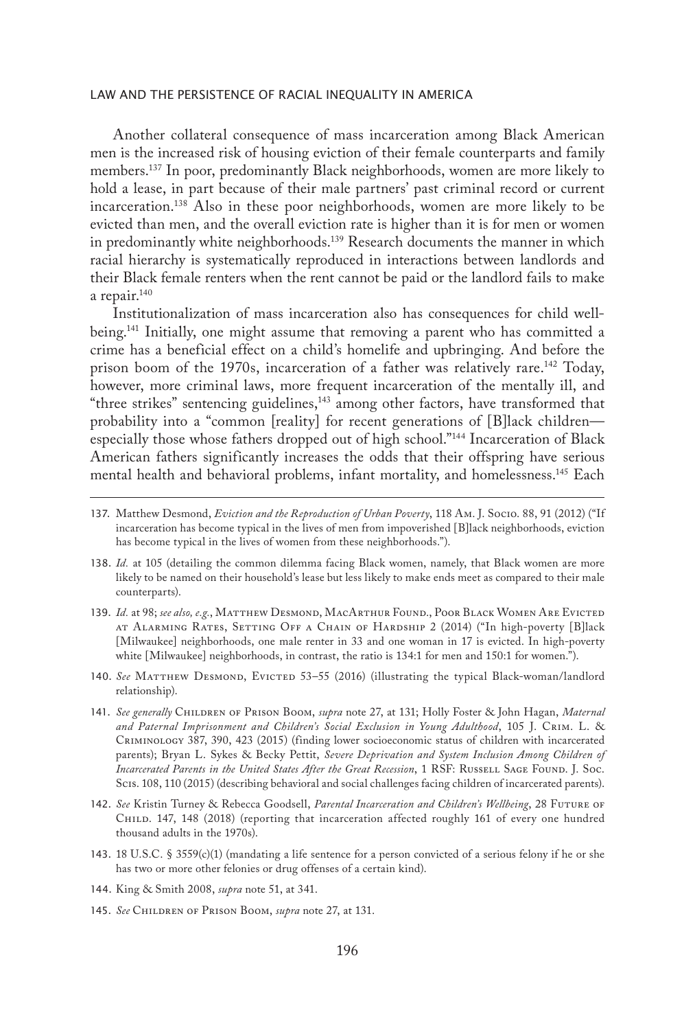Another collateral consequence of mass incarceration among Black American men is the increased risk of housing eviction of their female counterparts and family members.[137] In poor, predominantly Black neighborhoods, women are more likely to hold a lease, in part because of their male partners' past criminal record or current incarceration.[138] Also in these poor neighborhoods, women are more likely to be evicted than men, and the overall eviction rate is higher than it is for men or women in predominantly white neighborhoods.[139] Research documents the manner in which racial hierarchy is systematically reproduced in interactions between landlords and their Black female renters when the rent cannot be paid or the landlord fails to make a repair.[140]

Institutionalization of mass incarceration also has consequences for child well-being.[141] Initially, one might assume that removing a parent who has committed a crime has a beneficial effect on a child's homelife and upbringing. And before the prison boom of the 1970s, incarceration of a father was relatively rare.[142] Today, however, more criminal laws, more frequent incarceration of the mentally ill, and "three strikes" sentencing guidelines,[143] among other factors, have transformed that probability into a "common [reality] for recent generations of [B]lack children—especially those whose fathers dropped out of high school."[144] Incarceration of Black American fathers significantly increases the odds that their offspring have serious mental health and behavioral problems, infant mortality, and homelessness.[145] Each

---

137. Matthew Desmond, *Eviction and the Reproduction of Urban Poverty*, 118 Am. J. Socio. 88, 91 (2012) ("If incarceration has become typical in the lives of men from impoverished [B]lack neighborhoods, eviction has become typical in the lives of women from these neighborhoods.").

138. *Id.* at 105 (detailing the common dilemma facing Black women, namely, that Black women are more likely to be named on their household's lease but less likely to make ends meet as compared to their male counterparts).

139. *Id.* at 98; *see also, e.g.*, Matthew Desmond, MacArthur Found., Poor Black Women Are Evicted at Alarming Rates, Setting Off a Chain of Hardship 2 (2014) ("In high-poverty [B]lack [Milwaukee] neighborhoods, one male renter in 33 and one woman in 17 is evicted. In high-poverty white [Milwaukee] neighborhoods, in contrast, the ratio is 134:1 for men and 150:1 for women.").

140. *See* Matthew Desmond, Evicted 53–55 (2016) (illustrating the typical Black-woman/landlord relationship).

141. *See generally* Children of Prison Boom, *supra* note 27, at 131; Holly Foster & John Hagan, *Maternal and Paternal Imprisonment and Children's Social Exclusion in Young Adulthood*, 105 J. Crim. L. & Criminology 387, 390, 423 (2015) (finding lower socioeconomic status of children with incarcerated parents); Bryan L. Sykes & Becky Pettit, *Severe Deprivation and System Inclusion Among Children of Incarcerated Parents in the United States After the Great Recession*, 1 RSF: Russell Sage Found. J. Soc. Scis. 108, 110 (2015) (describing behavioral and social challenges facing children of incarcerated parents).

142. *See* Kristin Turney & Rebecca Goodsell, *Parental Incarceration and Children's Wellbeing*, 28 Future of Child. 147, 148 (2018) (reporting that incarceration affected roughly 161 of every one hundred thousand adults in the 1970s).

143. 18 U.S.C. § 3559(c)(1) (mandating a life sentence for a person convicted of a serious felony if he or she has two or more other felonies or drug offenses of a certain kind).

144. King & Smith 2008, *supra* note 51, at 341.

145. *See* Children of Prison Boom, *supra* note 27, at 131.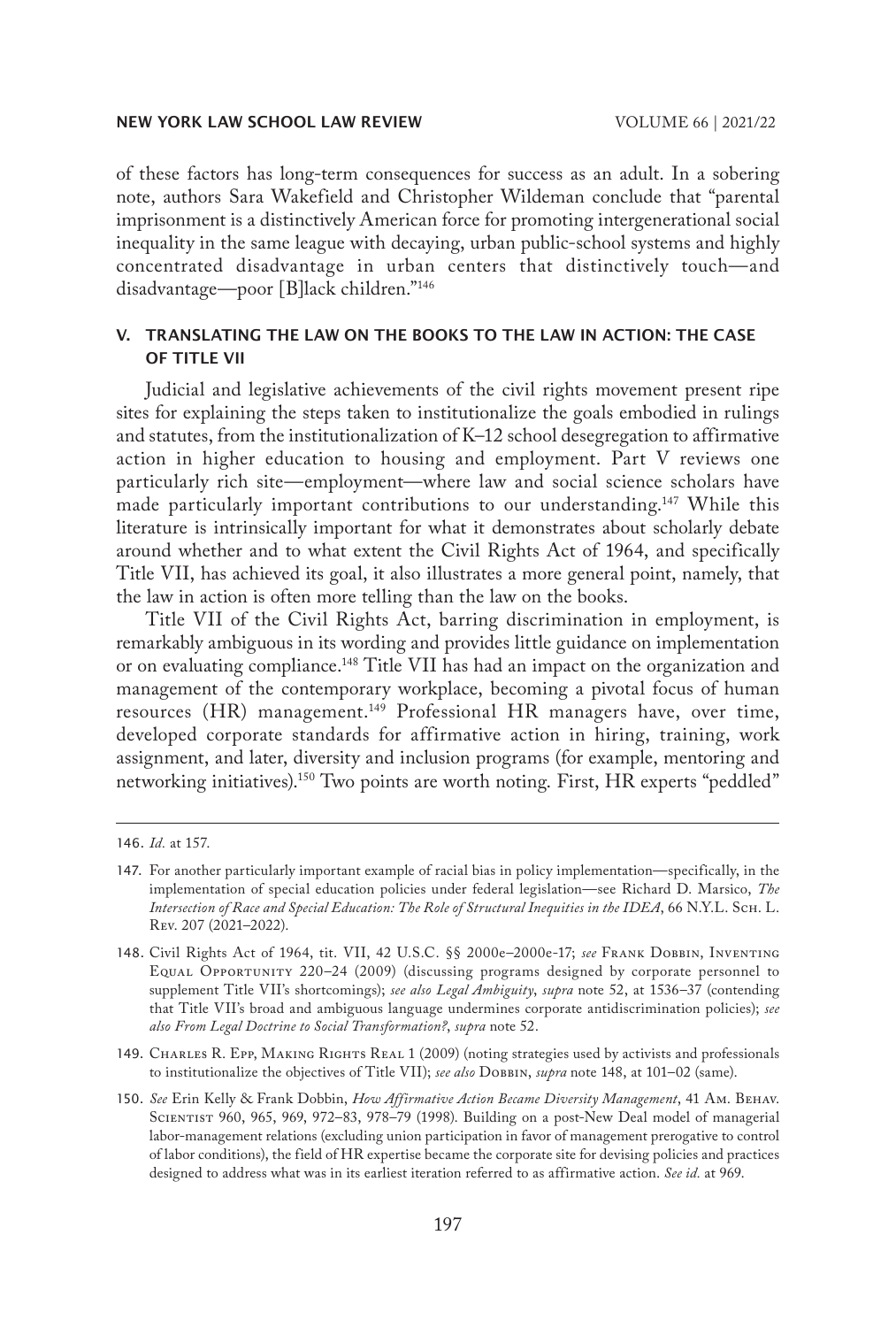of these factors has long-term consequences for success as an adult. In a sobering note, authors Sara Wakefield and Christopher Wildeman conclude that "parental imprisonment is a distinctively American force for promoting intergenerational social inequality in the same league with decaying, urban public-school systems and highly concentrated disadvantage in urban centers that distinctively touch—and disadvantage—poor [B]lack children."[146]

## V. TRANSLATING THE LAW ON THE BOOKS TO THE LAW IN ACTION: THE CASE OF TITLE VII

Judicial and legislative achievements of the civil rights movement present ripe sites for explaining the steps taken to institutionalize the goals embodied in rulings and statutes, from the institutionalization of K–12 school desegregation to affirmative action in higher education to housing and employment. Part V reviews one particularly rich site—employment—where law and social science scholars have made particularly important contributions to our understanding.[147] While this literature is intrinsically important for what it demonstrates about scholarly debate around whether and to what extent the Civil Rights Act of 1964, and specifically Title VII, has achieved its goal, it also illustrates a more general point, namely, that the law in action is often more telling than the law on the books.

Title VII of the Civil Rights Act, barring discrimination in employment, is remarkably ambiguous in its wording and provides little guidance on implementation or on evaluating compliance.[148] Title VII has had an impact on the organization and management of the contemporary workplace, becoming a pivotal focus of human resources (HR) management.[149] Professional HR managers have, over time, developed corporate standards for affirmative action in hiring, training, work assignment, and later, diversity and inclusion programs (for example, mentoring and networking initiatives).[150] Two points are worth noting. First, HR experts "peddled"

---

146. *Id.* at 157.

147. For another particularly important example of racial bias in policy implementation—specifically, in the implementation of special education policies under federal legislation—see Richard D. Marsico, *The Intersection of Race and Special Education: The Role of Structural Inequities in the IDEA*, 66 N.Y.L. Sch. L. Rev. 207 (2021–2022).

148. Civil Rights Act of 1964, tit. VII, 42 U.S.C. §§ 2000e–2000e-17; *see* Frank Dobbin, Inventing Equal Opportunity 220–24 (2009) (discussing programs designed by corporate personnel to supplement Title VII's shortcomings); *see also Legal Ambiguity*, *supra* note 52, at 1536–37 (contending that Title VII's broad and ambiguous language undermines corporate antidiscrimination policies); *see also From Legal Doctrine to Social Transformation?*, *supra* note 52.

149. Charles R. Epp, Making Rights Real 1 (2009) (noting strategies used by activists and professionals to institutionalize the objectives of Title VII); *see also* Dobbin, *supra* note 148, at 101–02 (same).

150. *See* Erin Kelly & Frank Dobbin, *How Affirmative Action Became Diversity Management*, 41 Am. Behav. Scientist 960, 965, 969, 972–83, 978–79 (1998). Building on a post-New Deal model of managerial labor-management relations (excluding union participation in favor of management prerogative to control of labor conditions), the field of HR expertise became the corporate site for devising policies and practices designed to address what was in its earliest iteration referred to as affirmative action. *See id.* at 969.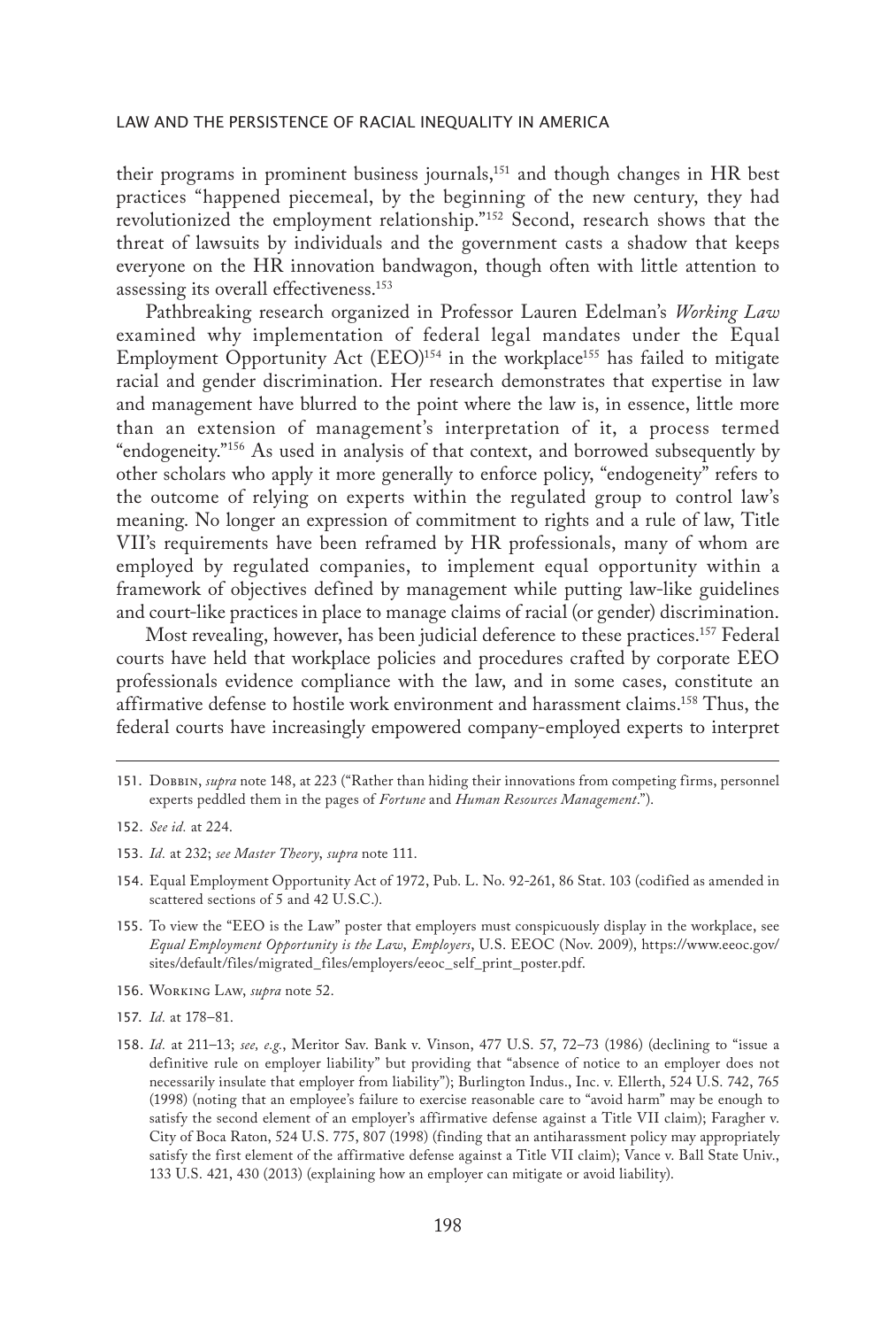their programs in prominent business journals,[151] and though changes in HR best practices "happened piecemeal, by the beginning of the new century, they had revolutionized the employment relationship."[152] Second, research shows that the threat of lawsuits by individuals and the government casts a shadow that keeps everyone on the HR innovation bandwagon, though often with little attention to assessing its overall effectiveness.[153]

Pathbreaking research organized in Professor Lauren Edelman's *Working Law* examined why implementation of federal legal mandates under the Equal Employment Opportunity Act (EEO)[154] in the workplace[155] has failed to mitigate racial and gender discrimination. Her research demonstrates that expertise in law and management have blurred to the point where the law is, in essence, little more than an extension of management's interpretation of it, a process termed "endogeneity."[156] As used in analysis of that context, and borrowed subsequently by other scholars who apply it more generally to enforce policy, "endogeneity" refers to the outcome of relying on experts within the regulated group to control law's meaning. No longer an expression of commitment to rights and a rule of law, Title VII's requirements have been reframed by HR professionals, many of whom are employed by regulated companies, to implement equal opportunity within a framework of objectives defined by management while putting law-like guidelines and court-like practices in place to manage claims of racial (or gender) discrimination.

Most revealing, however, has been judicial deference to these practices.[157] Federal courts have held that workplace policies and procedures crafted by corporate EEO professionals evidence compliance with the law, and in some cases, constitute an affirmative defense to hostile work environment and harassment claims.[158] Thus, the federal courts have increasingly empowered company-employed experts to interpret

---

151. Dobbin, *supra* note 148, at 223 ("Rather than hiding their innovations from competing firms, personnel experts peddled them in the pages of *Fortune* and *Human Resources Management*.").

152. *See id.* at 224.

153. *Id.* at 232; *see Master Theory*, *supra* note 111.

154. Equal Employment Opportunity Act of 1972, Pub. L. No. 92-261, 86 Stat. 103 (codified as amended in scattered sections of 5 and 42 U.S.C.).

155. To view the "EEO is the Law" poster that employers must conspicuously display in the workplace, see *Equal Employment Opportunity is the Law*, *Employers*, U.S. EEOC (Nov. 2009), https://www.eeoc.gov/sites/default/files/migrated_files/employers/eeoc_self_print_poster.pdf.

156. Working Law, *supra* note 52.

157. *Id.* at 178–81.

158. *Id.* at 211–13; *see, e.g.*, Meritor Sav. Bank v. Vinson, 477 U.S. 57, 72–73 (1986) (declining to "issue a definitive rule on employer liability" but providing that "absence of notice to an employer does not necessarily insulate that employer from liability"); Burlington Indus., Inc. v. Ellerth, 524 U.S. 742, 765 (1998) (noting that an employee's failure to exercise reasonable care to "avoid harm" may be enough to satisfy the second element of an employer's affirmative defense against a Title VII claim); Faragher v. City of Boca Raton, 524 U.S. 775, 807 (1998) (finding that an antiharassment policy may appropriately satisfy the first element of the affirmative defense against a Title VII claim); Vance v. Ball State Univ., 133 U.S. 421, 430 (2013) (explaining how an employer can mitigate or avoid liability).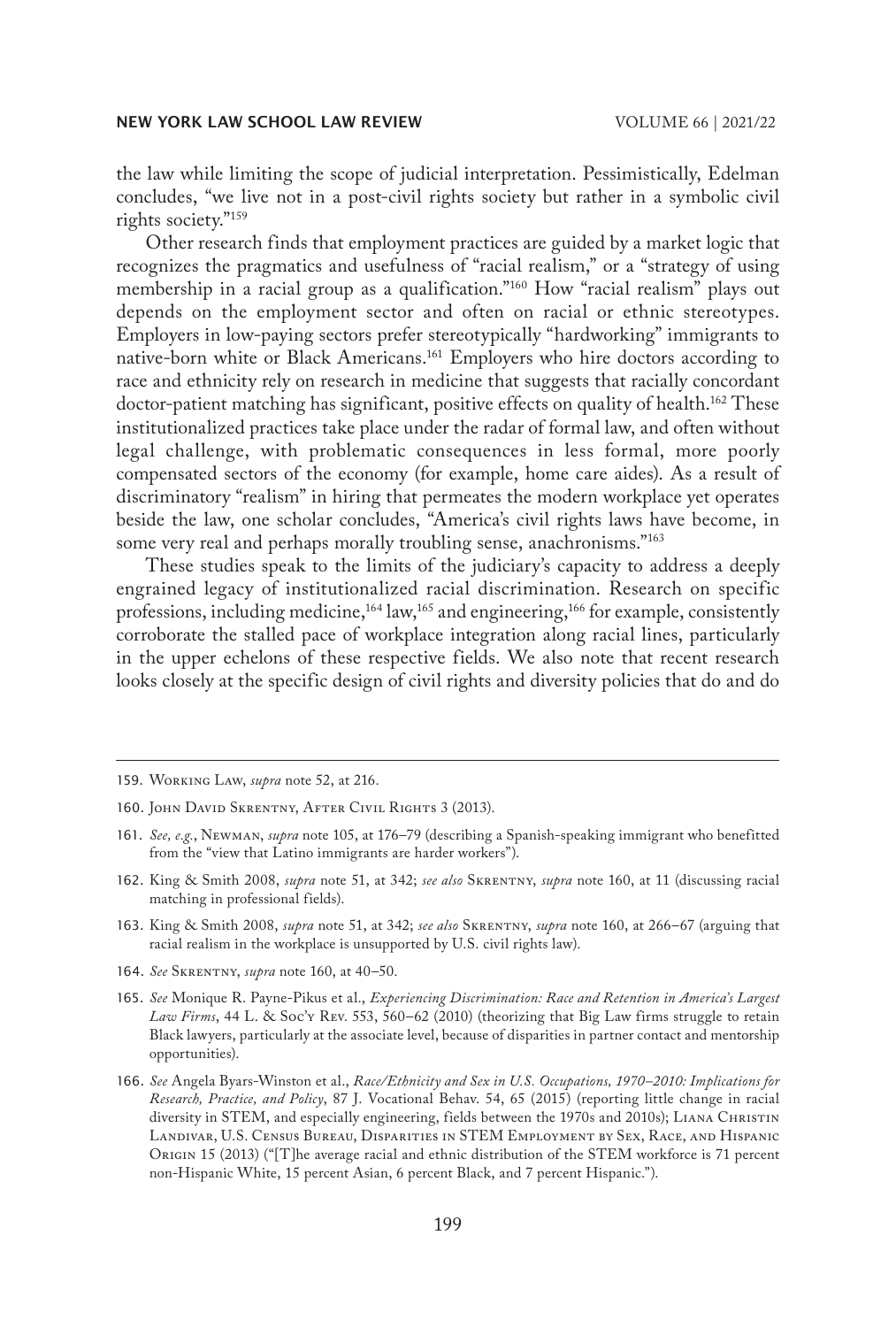the law while limiting the scope of judicial interpretation. Pessimistically, Edelman concludes, "we live not in a post-civil rights society but rather in a symbolic civil rights society."[159]

Other research finds that employment practices are guided by a market logic that recognizes the pragmatics and usefulness of "racial realism," or a "strategy of using membership in a racial group as a qualification."[160] How "racial realism" plays out depends on the employment sector and often on racial or ethnic stereotypes. Employers in low-paying sectors prefer stereotypically "hardworking" immigrants to native-born white or Black Americans.[161] Employers who hire doctors according to race and ethnicity rely on research in medicine that suggests that racially concordant doctor-patient matching has significant, positive effects on quality of health.[162] These institutionalized practices take place under the radar of formal law, and often without legal challenge, with problematic consequences in less formal, more poorly compensated sectors of the economy (for example, home care aides). As a result of discriminatory "realism" in hiring that permeates the modern workplace yet operates beside the law, one scholar concludes, "America's civil rights laws have become, in some very real and perhaps morally troubling sense, anachronisms."[163]

These studies speak to the limits of the judiciary's capacity to address a deeply engrained legacy of institutionalized racial discrimination. Research on specific professions, including medicine,[164] law,[165] and engineering,[166] for example, consistently corroborate the stalled pace of workplace integration along racial lines, particularly in the upper echelons of these respective fields. We also note that recent research looks closely at the specific design of civil rights and diversity policies that do and do

---

159. Working Law, *supra* note 52, at 216.

160. John David Skrentny, After Civil Rights 3 (2013).

161. *See, e.g.*, Newman, *supra* note 105, at 176–79 (describing a Spanish-speaking immigrant who benefitted from the "view that Latino immigrants are harder workers").

162. King & Smith 2008, *supra* note 51, at 342; *see also* Skrentny, *supra* note 160, at 11 (discussing racial matching in professional fields).

163. King & Smith 2008, *supra* note 51, at 342; *see also* Skrentny, *supra* note 160, at 266–67 (arguing that racial realism in the workplace is unsupported by U.S. civil rights law).

164. *See* Skrentny, *supra* note 160, at 40–50.

165. *See* Monique R. Payne-Pikus et al., *Experiencing Discrimination: Race and Retention in America's Largest Law Firms*, 44 L. & Soc'y Rev. 553, 560–62 (2010) (theorizing that Big Law firms struggle to retain Black lawyers, particularly at the associate level, because of disparities in partner contact and mentorship opportunities).

166. *See* Angela Byars-Winston et al., *Race/Ethnicity and Sex in U.S. Occupations, 1970–2010: Implications for Research, Practice, and Policy*, 87 J. Vocational Behav. 54, 65 (2015) (reporting little change in racial diversity in STEM, and especially engineering, fields between the 1970s and 2010s); Liana Christin Landivar, U.S. Census Bureau, Disparities in STEM Employment by Sex, Race, and Hispanic Origin 15 (2013) ("[T]he average racial and ethnic distribution of the STEM workforce is 71 percent non-Hispanic White, 15 percent Asian, 6 percent Black, and 7 percent Hispanic.").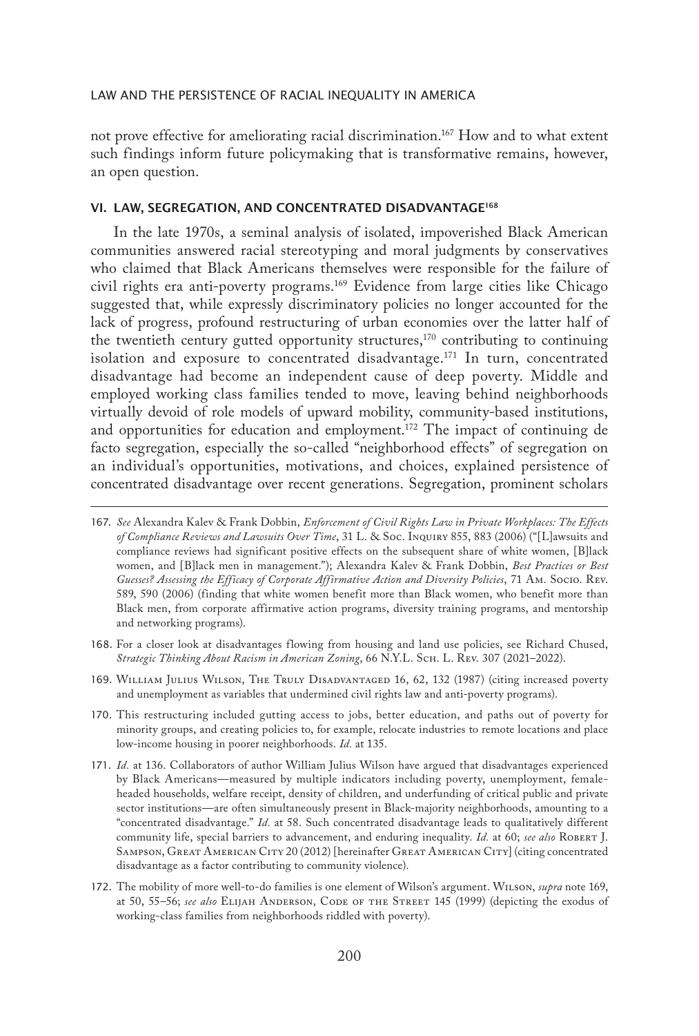not prove effective for ameliorating racial discrimination.[167] How and to what extent such findings inform future policymaking that is transformative remains, however, an open question.

## VI. LAW, SEGREGATION, AND CONCENTRATED DISADVANTAGE[168]

In the late 1970s, a seminal analysis of isolated, impoverished Black American communities answered racial stereotyping and moral judgments by conservatives who claimed that Black Americans themselves were responsible for the failure of civil rights era anti-poverty programs.[169] Evidence from large cities like Chicago suggested that, while expressly discriminatory policies no longer accounted for the lack of progress, profound restructuring of urban economies over the latter half of the twentieth century gutted opportunity structures,[170] contributing to continuing isolation and exposure to concentrated disadvantage.[171] In turn, concentrated disadvantage had become an independent cause of deep poverty. Middle and employed working class families tended to move, leaving behind neighborhoods virtually devoid of role models of upward mobility, community-based institutions, and opportunities for education and employment.[172] The impact of continuing de facto segregation, especially the so-called "neighborhood effects" of segregation on an individual's opportunities, motivations, and choices, explained persistence of concentrated disadvantage over recent generations. Segregation, prominent scholars

---

167. *See* Alexandra Kalev & Frank Dobbin, *Enforcement of Civil Rights Law in Private Workplaces: The Effects of Compliance Reviews and Lawsuits Over Time*, 31 L. & Soc. Inquiry 855, 883 (2006) ("[L]awsuits and compliance reviews had significant positive effects on the subsequent share of white women, [B]lack women, and [B]lack men in management."); Alexandra Kalev & Frank Dobbin, *Best Practices or Best Guesses? Assessing the Efficacy of Corporate Affirmative Action and Diversity Policies*, 71 Am. Socio. Rev. 589, 590 (2006) (finding that white women benefit more than Black women, who benefit more than Black men, from corporate affirmative action programs, diversity training programs, and mentorship and networking programs).

168. For a closer look at disadvantages flowing from housing and land use policies, see Richard Chused, *Strategic Thinking About Racism in American Zoning*, 66 N.Y.L. Sch. L. Rev. 307 (2021–2022).

169. William Julius Wilson, The Truly Disadvantaged 16, 62, 132 (1987) (citing increased poverty and unemployment as variables that undermined civil rights law and anti-poverty programs).

170. This restructuring included gutting access to jobs, better education, and paths out of poverty for minority groups, and creating policies to, for example, relocate industries to remote locations and place low-income housing in poorer neighborhoods. *Id.* at 135.

171. *Id.* at 136. Collaborators of author William Julius Wilson have argued that disadvantages experienced by Black Americans—measured by multiple indicators including poverty, unemployment, female-headed households, welfare receipt, density of children, and underfunding of critical public and private sector institutions—are often simultaneously present in Black-majority neighborhoods, amounting to a "concentrated disadvantage." *Id.* at 58. Such concentrated disadvantage leads to qualitatively different community life, special barriers to advancement, and enduring inequality. *Id.* at 60; *see also* Robert J. Sampson, Great American City 20 (2012) [hereinafter Great American City] (citing concentrated disadvantage as a factor contributing to community violence).

172. The mobility of more well-to-do families is one element of Wilson's argument. Wilson, *supra* note 169, at 50, 55–56; *see also* Elijah Anderson, Code of the Street 145 (1999) (depicting the exodus of working-class families from neighborhoods riddled with poverty).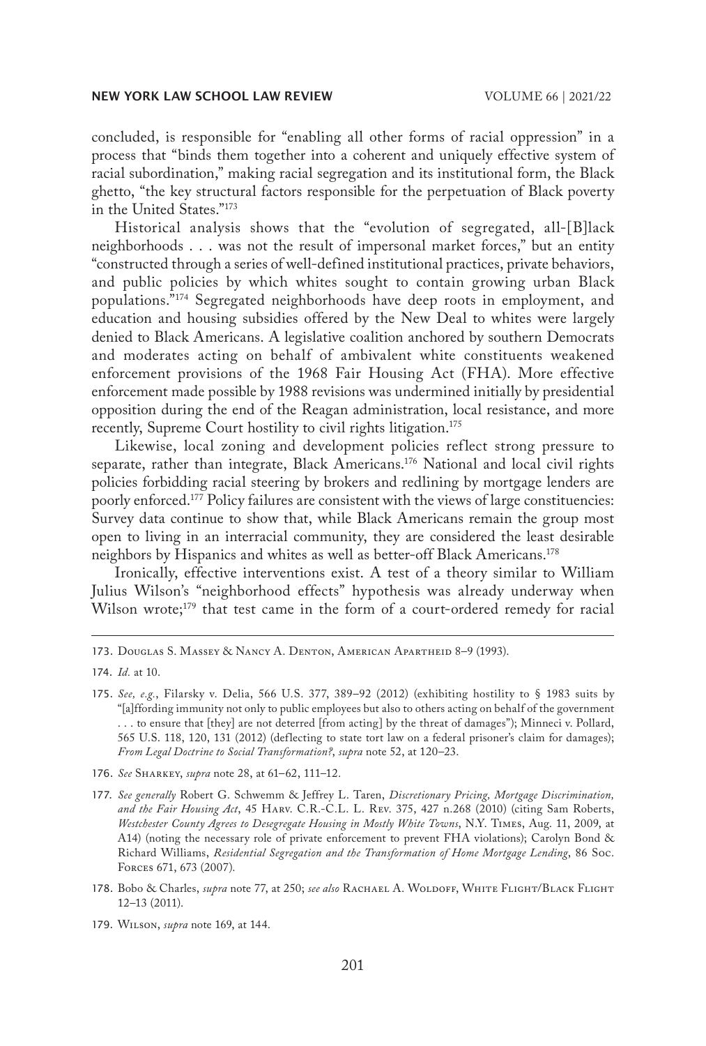concluded, is responsible for "enabling all other forms of racial oppression" in a process that "binds them together into a coherent and uniquely effective system of racial subordination," making racial segregation and its institutional form, the Black ghetto, "the key structural factors responsible for the perpetuation of Black poverty in the United States."[173]

Historical analysis shows that the "evolution of segregated, all-[B]lack neighborhoods . . . was not the result of impersonal market forces," but an entity "constructed through a series of well-defined institutional practices, private behaviors, and public policies by which whites sought to contain growing urban Black populations."[174] Segregated neighborhoods have deep roots in employment, and education and housing subsidies offered by the New Deal to whites were largely denied to Black Americans. A legislative coalition anchored by southern Democrats and moderates acting on behalf of ambivalent white constituents weakened enforcement provisions of the 1968 Fair Housing Act (FHA). More effective enforcement made possible by 1988 revisions was undermined initially by presidential opposition during the end of the Reagan administration, local resistance, and more recently, Supreme Court hostility to civil rights litigation.[175]

Likewise, local zoning and development policies reflect strong pressure to separate, rather than integrate, Black Americans.[176] National and local civil rights policies forbidding racial steering by brokers and redlining by mortgage lenders are poorly enforced.[177] Policy failures are consistent with the views of large constituencies: Survey data continue to show that, while Black Americans remain the group most open to living in an interracial community, they are considered the least desirable neighbors by Hispanics and whites as well as better-off Black Americans.[178]

Ironically, effective interventions exist. A test of a theory similar to William Julius Wilson's "neighborhood effects" hypothesis was already underway when Wilson wrote;[179] that test came in the form of a court-ordered remedy for racial

---

173. Douglas S. Massey & Nancy A. Denton, American Apartheid 8–9 (1993).

174. *Id.* at 10.

175. *See, e.g.*, Filarsky v. Delia, 566 U.S. 377, 389–92 (2012) (exhibiting hostility to § 1983 suits by "[a]fording immunity not only to public employees but also to others acting on behalf of the government . . . to ensure that [they] are not deterred [from acting] by the threat of damages"); Minneci v. Pollard, 565 U.S. 118, 120, 131 (2012) (deflecting to state tort law on a federal prisoner's claim for damages); *From Legal Doctrine to Social Transformation?*, *supra* note 52, at 120–23.

176. *See* Sharkey, *supra* note 28, at 61–62, 111–12.

177. *See generally* Robert G. Schwemm & Jeffrey L. Taren, *Discretionary Pricing, Mortgage Discrimination, and the Fair Housing Act*, 45 Harv. C.R.-C.L. L. Rev. 375, 427 n.268 (2010) (citing Sam Roberts, *Westchester County Agrees to Desegregate Housing in Mostly White Towns*, N.Y. Times, Aug. 11, 2009, at A14) (noting the necessary role of private enforcement to prevent FHA violations); Carolyn Bond & Richard Williams, *Residential Segregation and the Transformation of Home Mortgage Lending*, 86 Soc. Forces 671, 673 (2007).

178. Bobo & Charles, *supra* note 77, at 250; *see also* Rachael A. Woldoff, White Flight/Black Flight 12–13 (2011).

179. Wilson, *supra* note 169, at 144.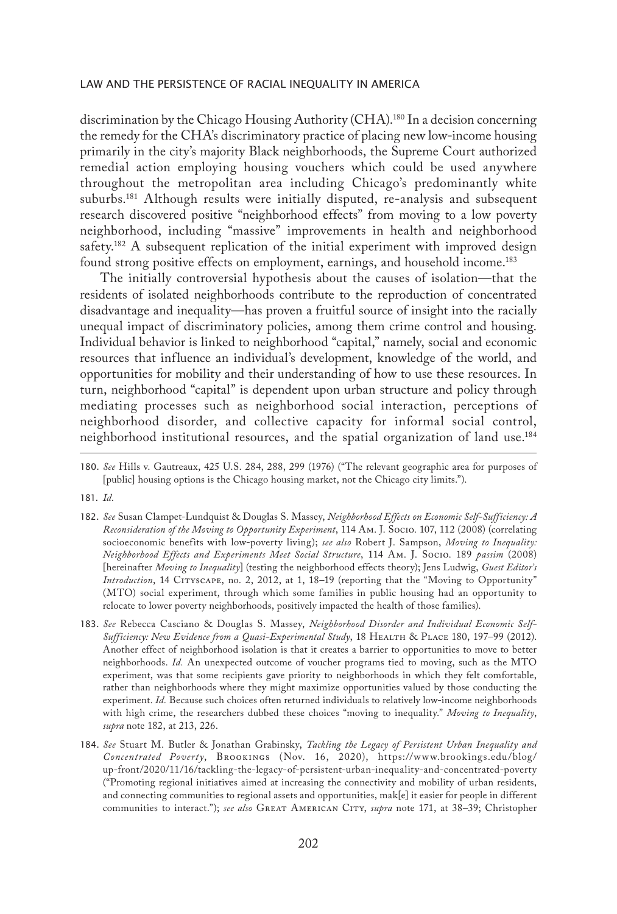discrimination by the Chicago Housing Authority (CHA).[180] In a decision concerning the remedy for the CHA's discriminatory practice of placing new low-income housing primarily in the city's majority Black neighborhoods, the Supreme Court authorized remedial action employing housing vouchers which could be used anywhere throughout the metropolitan area including Chicago's predominantly white suburbs.[181] Although results were initially disputed, re-analysis and subsequent research discovered positive "neighborhood effects" from moving to a low poverty neighborhood, including "massive" improvements in health and neighborhood safety.[182] A subsequent replication of the initial experiment with improved design found strong positive effects on employment, earnings, and household income.[183]

The initially controversial hypothesis about the causes of isolation—that the residents of isolated neighborhoods contribute to the reproduction of concentrated disadvantage and inequality—has proven a fruitful source of insight into the racially unequal impact of discriminatory policies, among them crime control and housing. Individual behavior is linked to neighborhood "capital," namely, social and economic resources that influence an individual's development, knowledge of the world, and opportunities for mobility and their understanding of how to use these resources. In turn, neighborhood "capital" is dependent upon urban structure and policy through mediating processes such as neighborhood social interaction, perceptions of neighborhood disorder, and collective capacity for informal social control, neighborhood institutional resources, and the spatial organization of land use.[184]

---

180. *See* Hills v. Gautreaux, 425 U.S. 284, 288, 299 (1976) ("The relevant geographic area for purposes of [public] housing options is the Chicago housing market, not the Chicago city limits.").

181. *Id.*

182. *See* Susan Clampet-Lundquist & Douglas S. Massey, *Neighborhood Effects on Economic Self-Sufficiency: A Reconsideration of the Moving to Opportunity Experiment*, 114 Am. J. Socio. 107, 112 (2008) (correlating socioeconomic benefits with low-poverty living); *see also* Robert J. Sampson, *Moving to Inequality: Neighborhood Effects and Experiments Meet Social Structure*, 114 Am. J. Socio. 189 *passim* (2008) [hereinafter *Moving to Inequality*] (testing the neighborhood effects theory); Jens Ludwig, *Guest Editor's Introduction*, 14 Cityscape, no. 2, 2012, at 1, 18–19 (reporting that the "Moving to Opportunity" (MTO) social experiment, through which some families in public housing had an opportunity to relocate to lower poverty neighborhoods, positively impacted the health of those families).

183. *See* Rebecca Casciano & Douglas S. Massey, *Neighborhood Disorder and Individual Economic Self-Sufficiency: New Evidence from a Quasi-Experimental Study*, 18 Health & Place 180, 197–99 (2012). Another effect of neighborhood isolation is that it creates a barrier to opportunities to move to better neighborhoods. *Id.* An unexpected outcome of voucher programs tied to moving, such as the MTO experiment, was that some recipients gave priority to neighborhoods in which they felt comfortable, rather than neighborhoods where they might maximize opportunities valued by those conducting the experiment. *Id.* Because such choices often returned individuals to relatively low-income neighborhoods with high crime, the researchers dubbed these choices "moving to inequality." *Moving to Inequality*, *supra* note 182, at 213, 226.

184. *See* Stuart M. Butler & Jonathan Grabinsky, *Tackling the Legacy of Persistent Urban Inequality and Concentrated Poverty*, Brookings (Nov. 16, 2020), https://www.brookings.edu/blog/up-front/2020/11/16/tackling-the-legacy-of-persistent-urban-inequality-and-concentrated-poverty ("Promoting regional initiatives aimed at increasing the connectivity and mobility of urban residents, and connecting communities to regional assets and opportunities, mak[e] it easier for people in different communities to interact."); *see also* Great American City, *supra* note 171, at 38–39; Christopher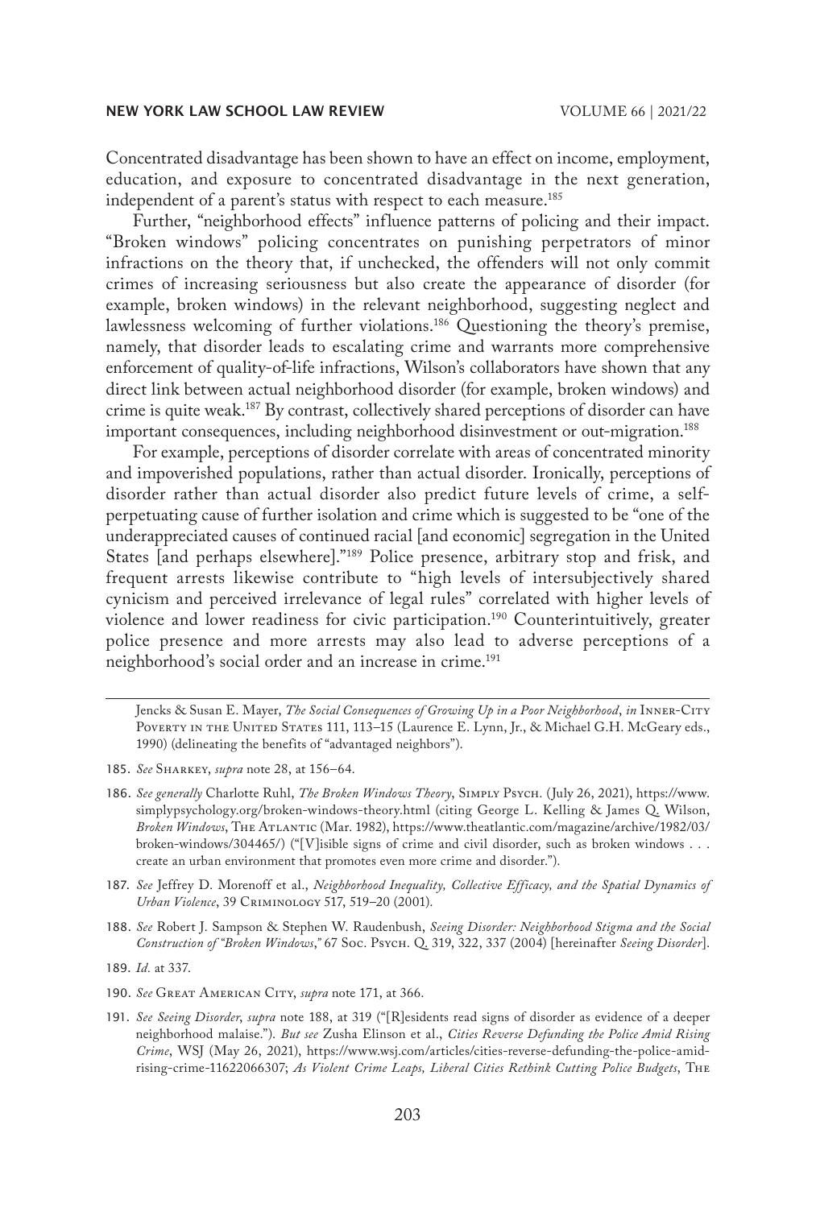Concentrated disadvantage has been shown to have an effect on income, employment, education, and exposure to concentrated disadvantage in the next generation, independent of a parent's status with respect to each measure.[185]

Further, "neighborhood effects" influence patterns of policing and their impact. "Broken windows" policing concentrates on punishing perpetrators of minor infractions on the theory that, if unchecked, the offenders will not only commit crimes of increasing seriousness but also create the appearance of disorder (for example, broken windows) in the relevant neighborhood, suggesting neglect and lawlessness welcoming of further violations.[186] Questioning the theory's premise, namely, that disorder leads to escalating crime and warrants more comprehensive enforcement of quality-of-life infractions, Wilson's collaborators have shown that any direct link between actual neighborhood disorder (for example, broken windows) and crime is quite weak.[187] By contrast, collectively shared perceptions of disorder can have important consequences, including neighborhood disinvestment or out-migration.[188]

For example, perceptions of disorder correlate with areas of concentrated minority and impoverished populations, rather than actual disorder. Ironically, perceptions of disorder rather than actual disorder also predict future levels of crime, a self-perpetuating cause of further isolation and crime which is suggested to be "one of the underappreciated causes of continued racial [and economic] segregation in the United States [and perhaps elsewhere]."[189] Police presence, arbitrary stop and frisk, and frequent arrests likewise contribute to "high levels of intersubjectively shared cynicism and perceived irrelevance of legal rules" correlated with higher levels of violence and lower readiness for civic participation.[190] Counterintuitively, greater police presence and more arrests may also lead to adverse perceptions of a neighborhood's social order and an increase in crime.[191]

---

Jencks & Susan E. Mayer, *The Social Consequences of Growing Up in a Poor Neighborhood*, *in* Inner-City Poverty in the United States 111, 113–15 (Laurence E. Lynn, Jr., & Michael G.H. McGeary eds., 1990) (delineating the benefits of "advantaged neighbors").

185. *See* Sharkey, *supra* note 28, at 156–64.

186. *See generally* Charlotte Ruhl, *The Broken Windows Theory*, Simply Psych. (July 26, 2021), https://www.simplypsychology.org/broken-windows-theory.html (citing George L. Kelling & James Q. Wilson, *Broken Windows*, The Atlantic (Mar. 1982), https://www.theatlantic.com/magazine/archive/1982/03/broken-windows/304465/) ("[V]isible signs of crime and civil disorder, such as broken windows . . . create an urban environment that promotes even more crime and disorder.").

187. *See* Jeffrey D. Morenoff et al., *Neighborhood Inequality, Collective Efficacy, and the Spatial Dynamics of Urban Violence*, 39 Criminology 517, 519–20 (2001).

188. *See* Robert J. Sampson & Stephen W. Raudenbush, *Seeing Disorder: Neighborhood Stigma and the Social Construction of "Broken Windows*,*"* 67 Soc. Psych. Q. 319, 322, 337 (2004) [hereinafter *Seeing Disorder*].

189. *Id.* at 337.

190. *See* Great American City, *supra* note 171, at 366.

191. *See Seeing Disorder*, *supra* note 188, at 319 ("[R]esidents read signs of disorder as evidence of a deeper neighborhood malaise."). *But see* Zusha Elinson et al., *Cities Reverse Defunding the Police Amid Rising Crime*, WSJ (May 26, 2021), https://www.wsj.com/articles/cities-reverse-defunding-the-police-amid-rising-crime-11622066307; *As Violent Crime Leaps, Liberal Cities Rethink Cutting Police Budgets*, The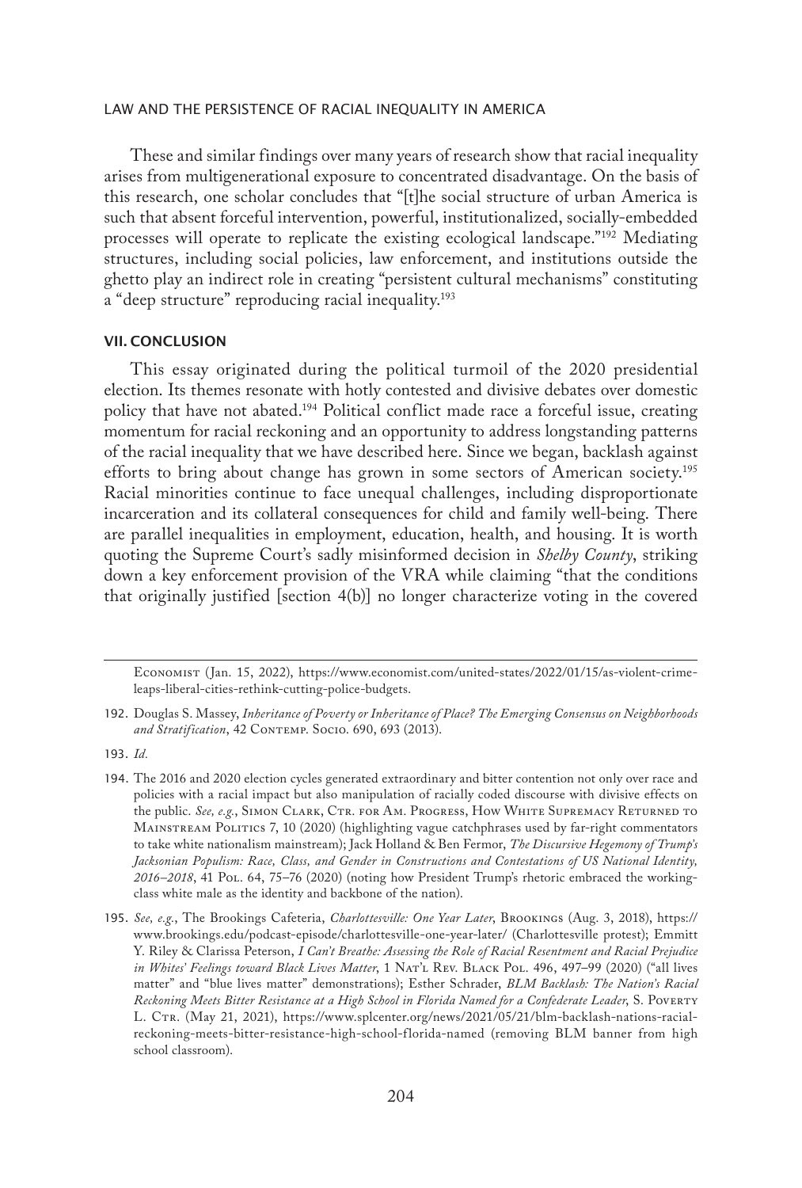These and similar findings over many years of research show that racial inequality arises from multigenerational exposure to concentrated disadvantage. On the basis of this research, one scholar concludes that "[t]he social structure of urban America is such that absent forceful intervention, powerful, institutionalized, socially-embedded processes will operate to replicate the existing ecological landscape."[192] Mediating structures, including social policies, law enforcement, and institutions outside the ghetto play an indirect role in creating "persistent cultural mechanisms" constituting a "deep structure" reproducing racial inequality.[193]

## VII. CONCLUSION

This essay originated during the political turmoil of the 2020 presidential election. Its themes resonate with hotly contested and divisive debates over domestic policy that have not abated.[194] Political conflict made race a forceful issue, creating momentum for racial reckoning and an opportunity to address longstanding patterns of the racial inequality that we have described here. Since we began, backlash against efforts to bring about change has grown in some sectors of American society.[195] Racial minorities continue to face unequal challenges, including disproportionate incarceration and its collateral consequences for child and family well-being. There are parallel inequalities in employment, education, health, and housing. It is worth quoting the Supreme Court's sadly misinformed decision in *Shelby County*, striking down a key enforcement provision of the VRA while claiming "that the conditions that originally justified [section 4(b)] no longer characterize voting in the covered

---

Economist (Jan. 15, 2022), https://www.economist.com/united-states/2022/01/15/as-violent-crime-leaps-liberal-cities-rethink-cutting-police-budgets.

192. Douglas S. Massey, *Inheritance of Poverty or Inheritance of Place? The Emerging Consensus on Neighborhoods and Stratification*, 42 Contemp. Socio. 690, 693 (2013).

193. *Id.*

194. The 2016 and 2020 election cycles generated extraordinary and bitter contention not only over race and policies with a racial impact but also manipulation of racially coded discourse with divisive effects on the public. *See, e.g.*, Simon Clark, Ctr. for Am. Progress, How White Supremacy Returned to Mainstream Politics 7, 10 (2020) (highlighting vague catchphrases used by far-right commentators to take white nationalism mainstream); Jack Holland & Ben Fermor, *The Discursive Hegemony of Trump's Jacksonian Populism: Race, Class, and Gender in Constructions and Contestations of US National Identity, 2016–2018*, 41 Pol. 64, 75–76 (2020) (noting how President Trump's rhetoric embraced the working-class white male as the identity and backbone of the nation).

195. *See, e.g.*, The Brookings Cafeteria, *Charlottesville: One Year Later*, Brookings (Aug. 3, 2018), https://www.brookings.edu/podcast-episode/charlottesville-one-year-later/ (Charlottesville protest); Emmitt Y. Riley & Clarissa Peterson, *I Can't Breathe: Assessing the Role of Racial Resentment and Racial Prejudice in Whites' Feelings toward Black Lives Matter*, 1 Nat'l Rev. Black Pol. 496, 497–99 (2020) ("all lives matter" and "blue lives matter" demonstrations); Esther Schrader, *BLM Backlash: The Nation's Racial Reckoning Meets Bitter Resistance at a High School in Florida Named for a Confederate Leader*, S. Poverty L. Ctr. (May 21, 2021), https://www.splcenter.org/news/2021/05/21/blm-backlash-nations-racial-reckoning-meets-bitter-resistance-high-school-florida-named (removing BLM banner from high school classroom).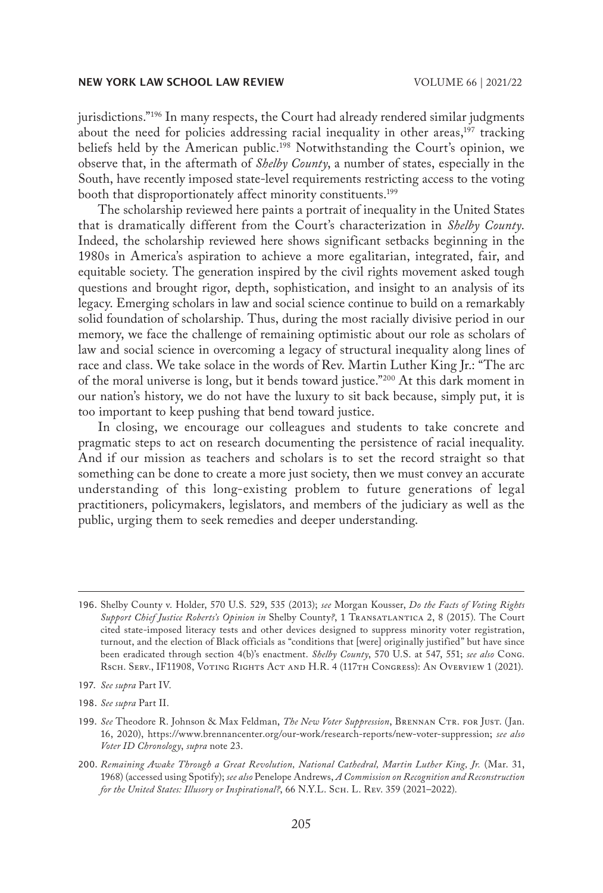jurisdictions."[196] In many respects, the Court had already rendered similar judgments about the need for policies addressing racial inequality in other areas,[197] tracking beliefs held by the American public.[198] Notwithstanding the Court's opinion, we observe that, in the aftermath of *Shelby County*, a number of states, especially in the South, have recently imposed state-level requirements restricting access to the voting booth that disproportionately affect minority constituents.[199]

The scholarship reviewed here paints a portrait of inequality in the United States that is dramatically different from the Court's characterization in *Shelby County*. Indeed, the scholarship reviewed here shows significant setbacks beginning in the 1980s in America's aspiration to achieve a more egalitarian, integrated, fair, and equitable society. The generation inspired by the civil rights movement asked tough questions and brought rigor, depth, sophistication, and insight to an analysis of its legacy. Emerging scholars in law and social science continue to build on a remarkably solid foundation of scholarship. Thus, during the most racially divisive period in our memory, we face the challenge of remaining optimistic about our role as scholars of law and social science in overcoming a legacy of structural inequality along lines of race and class. We take solace in the words of Rev. Martin Luther King Jr.: "The arc of the moral universe is long, but it bends toward justice."[200] At this dark moment in our nation's history, we do not have the luxury to sit back because, simply put, it is too important to keep pushing that bend toward justice.

In closing, we encourage our colleagues and students to take concrete and pragmatic steps to act on research documenting the persistence of racial inequality. And if our mission as teachers and scholars is to set the record straight so that something can be done to create a more just society, then we must convey an accurate understanding of this long-existing problem to future generations of legal practitioners, policymakers, legislators, and members of the judiciary as well as the public, urging them to seek remedies and deeper understanding.

---

196. Shelby County v. Holder, 570 U.S. 529, 535 (2013); *see* Morgan Kousser, *Do the Facts of Voting Rights Support Chief Justice Roberts's Opinion in* Shelby County*?*, 1 Transatlantica 2, 8 (2015). The Court cited state-imposed literacy tests and other devices designed to suppress minority voter registration, turnout, and the election of Black officials as "conditions that [were] originally justified" but have since been eradicated through section 4(b)'s enactment. *Shelby County*, 570 U.S. at 547, 551; *see also* Cong. Rsch. Serv., IF11908, Voting Rights Act and H.R. 4 (117th Congress): An Overview 1 (2021).

197. *See supra* Part IV.

198. *See supra* Part II.

199. *See* Theodore R. Johnson & Max Feldman, *The New Voter Suppression*, Brennan Ctr. for Just. (Jan. 16, 2020), https://www.brennancenter.org/our-work/research-reports/new-voter-suppression; *see also Voter ID Chronology*, *supra* note 23.

200. *Remaining Awake Through a Great Revolution, National Cathedral, Martin Luther King, Jr.* (Mar. 31, 1968) (accessed using Spotify); *see also* Penelope Andrews, *A Commission on Recognition and Reconstruction for the United States: Illusory or Inspirational?*, 66 N.Y.L. Sch. L. Rev. 359 (2021–2022).